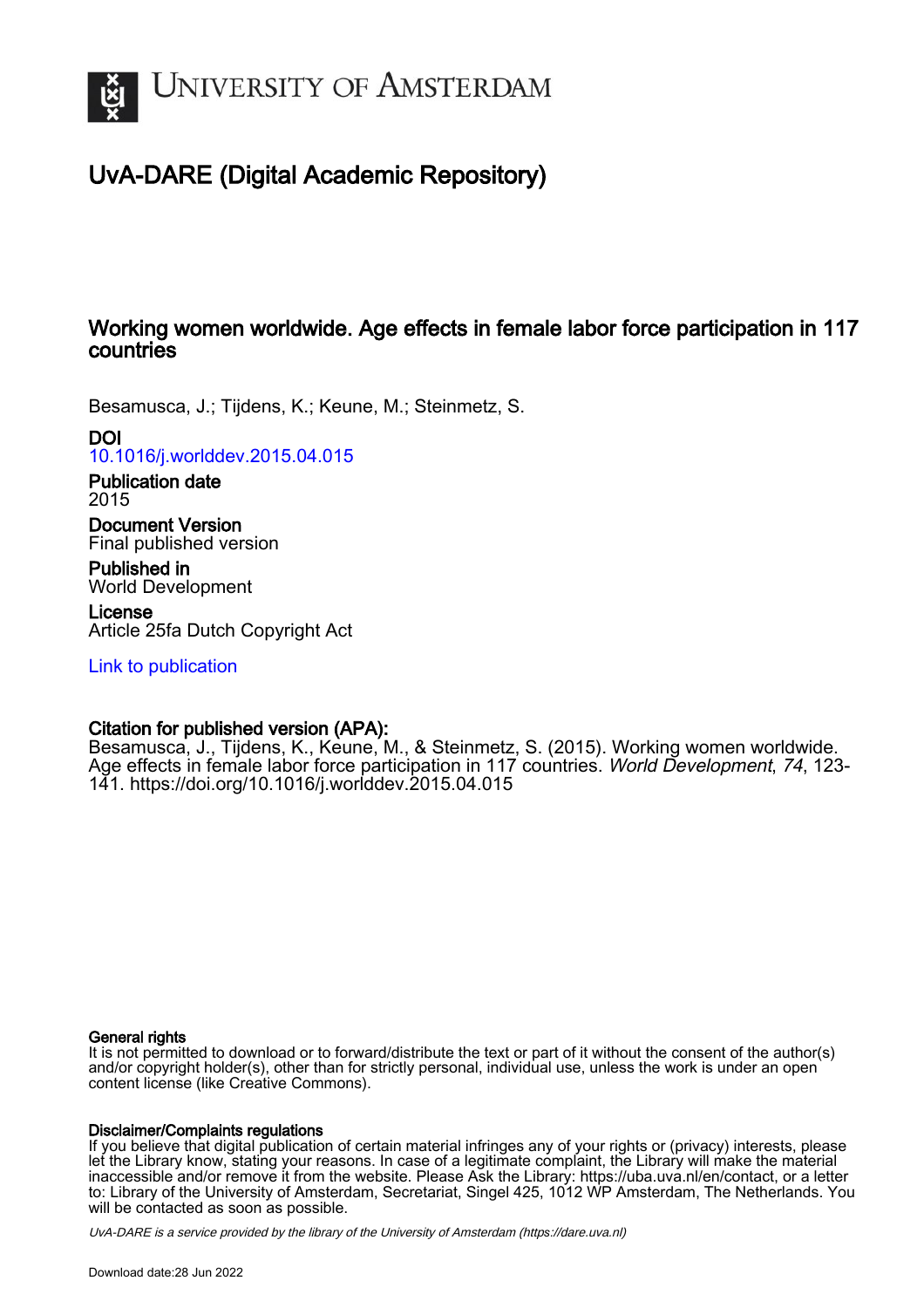# University of Amsterdam

## UvA-DARE (Digital Academic Repository)

## Working women worldwide. Age effects in female labor force participation in 117 countries

Besamusca, J.; Tijdens, K.; Keune, M.; Steinmetz, S.

**DOI**
10.1016/j.worlddev.2015.04.015

**Publication date**
2015

**Document Version**
Final published version

**Published in**
World Development

**License**
Article 25fa Dutch Copyright Act

Link to publication

**Citation for published version (APA):**
Besamusca, J., Tijdens, K., Keune, M., & Steinmetz, S. (2015). Working women worldwide. Age effects in female labor force participation in 117 countries. *World Development*, *74*, 123-141. https://doi.org/10.1016/j.worlddev.2015.04.015

**General rights**
It is not permitted to download or to forward/distribute the text or part of it without the consent of the author(s) and/or copyright holder(s), other than for strictly personal, individual use, unless the work is under an open content license (like Creative Commons).

**Disclaimer/Complaints regulations**
If you believe that digital publication of certain material infringes any of your rights or (privacy) interests, please let the Library know, stating your reasons. In case of a legitimate complaint, the Library will make the material inaccessible and/or remove it from the website. Please Ask the Library: https://uba.uva.nl/en/contact, or a letter to: Library of the University of Amsterdam, Secretariat, Singel 425, 1012 WP Amsterdam, The Netherlands. You will be contacted as soon as possible.

*UvA-DARE is a service provided by the library of the University of Amsterdam (https://dare.uva.nl)*

Download date:28 Jun 2022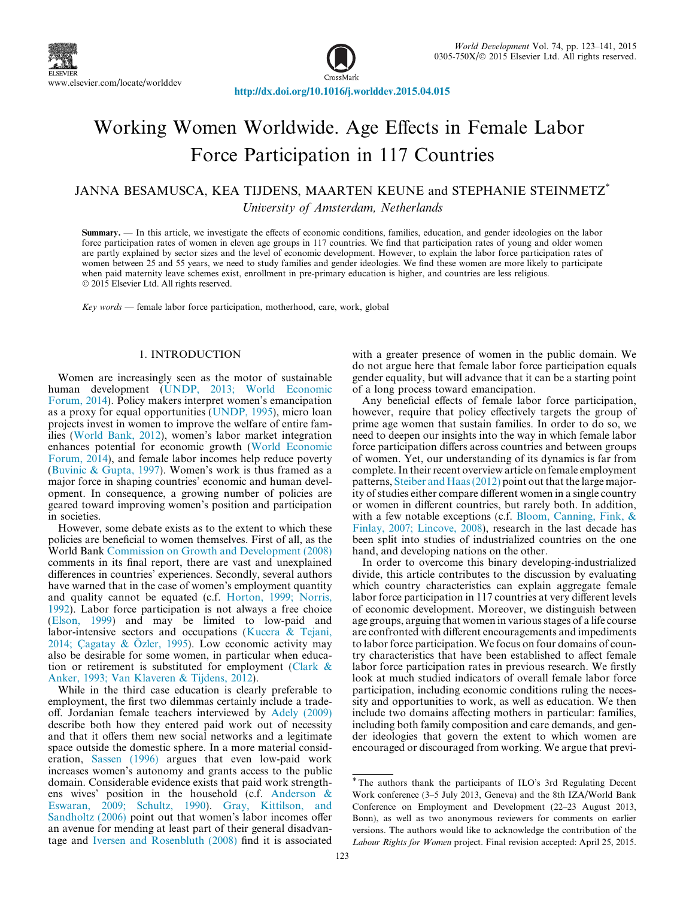# Working Women Worldwide. Age Effects in Female Labor Force Participation in 117 Countries

JANNA BESAMUSCA, KEA TIJDENS, MAARTEN KEUNE and STEPHANIE STEINMETZ*

*University of Amsterdam, Netherlands*

**Summary.** — In this article, we investigate the effects of economic conditions, families, education, and gender ideologies on the labor force participation rates of women in eleven age groups in 117 countries. We find that participation rates of young and older women are partly explained by sector sizes and the level of economic development. However, to explain the labor force participation rates of women between 25 and 55 years, we need to study families and gender ideologies. We find these women are more likely to participate when paid maternity leave schemes exist, enrollment in pre-primary education is higher, and countries are less religious.
© 2015 Elsevier Ltd. All rights reserved.

*Key words* — female labor force participation, motherhood, care, work, global

## 1. INTRODUCTION

Women are increasingly seen as the motor of sustainable human development (UNDP, 2013; World Economic Forum, 2014). Policy makers interpret women's emancipation as a proxy for equal opportunities (UNDP, 1995), micro loan projects invest in women to improve the welfare of entire families (World Bank, 2012), women's labor market integration enhances potential for economic growth (World Economic Forum, 2014), and female labor incomes help reduce poverty (Buvinic & Gupta, 1997). Women's work is thus framed as a major force in shaping countries' economic and human development. In consequence, a growing number of policies are geared toward improving women's position and participation in societies.

However, some debate exists as to the extent to which these policies are beneficial to women themselves. First of all, as the World Bank Commission on Growth and Development (2008) comments in its final report, there are vast and unexplained differences in countries' experiences. Secondly, several authors have warned that in the case of women's employment quantity and quality cannot be equated (c.f. Horton, 1999; Norris, 1992). Labor force participation is not always a free choice (Elson, 1999) and may be limited to low-paid and labor-intensive sectors and occupations (Kucera & Tejani, 2014; Çagatay & Özler, 1995). Low economic activity may also be desirable for some women, in particular when education or retirement is substituted for employment (Clark & Anker, 1993; Van Klaveren & Tijdens, 2012).

While in the third case education is clearly preferable to employment, the first two dilemmas certainly include a trade-off. Jordanian female teachers interviewed by Adely (2009) describe both how they entered paid work out of necessity and that it offers them new social networks and a legitimate space outside the domestic sphere. In a more material consideration, Sassen (1996) argues that even low-paid work increases women's autonomy and grants access to the public domain. Considerable evidence exists that paid work strengthens wives' position in the household (c.f. Anderson & Eswaran, 2009; Schultz, 1990). Gray, Kittilson, and Sandholtz (2006) point out that women's labor incomes offer an avenue for mending at least part of their general disadvantage and Iversen and Rosenbluth (2008) find it is associated with a greater presence of women in the public domain. We do not argue here that female labor force participation equals gender equality, but will advance that it can be a starting point of a long process toward emancipation.

Any beneficial effects of female labor force participation, however, require that policy effectively targets the group of prime age women that sustain families. In order to do so, we need to deepen our insights into the way in which female labor force participation differs across countries and between groups of women. Yet, our understanding of its dynamics is far from complete. In their recent overview article on female employment patterns, Steiber and Haas (2012) point out that the large majority of studies either compare different women in a single country or women in different countries, but rarely both. In addition, with a few notable exceptions (c.f. Bloom, Canning, Fink, & Finlay, 2007; Lincove, 2008), research in the last decade has been split into studies of industrialized countries on the one hand, and developing nations on the other.

In order to overcome this binary developing-industrialized divide, this article contributes to the discussion by evaluating which country characteristics can explain aggregate female labor force participation in 117 countries at very different levels of economic development. Moreover, we distinguish between age groups, arguing that women in various stages of a life course are confronted with different encouragements and impediments to labor force participation. We focus on four domains of country characteristics that have been established to affect female labor force participation rates in previous research. We firstly look at much studied indicators of overall female labor force participation, including economic conditions ruling the necessity and opportunities to work, as well as education. We then include two domains affecting mothers in particular: families, including both family composition and care demands, and gender ideologies that govern the extent to which women are encouraged or discouraged from working. We argue that previ-

* The authors thank the participants of ILO's 3rd Regulating Decent Work conference (3–5 July 2013, Geneva) and the 8th IZA/World Bank Conference on Employment and Development (22–23 August 2013, Bonn), as well as two anonymous reviewers for comments on earlier versions. The authors would like to acknowledge the contribution of the *Labour Rights for Women* project. Final revision accepted: April 25, 2015.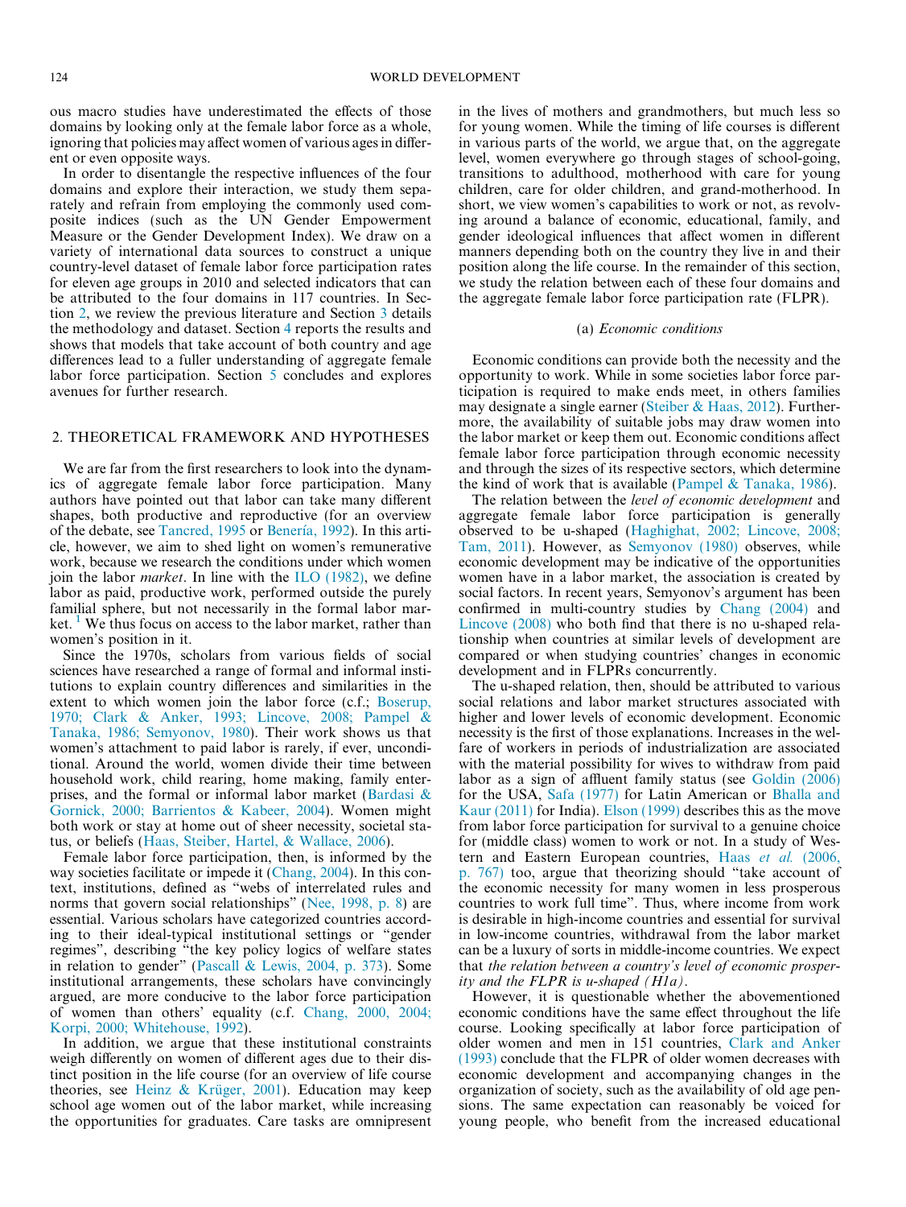ous macro studies have underestimated the effects of those domains by looking only at the female labor force as a whole, ignoring that policies may affect women of various ages in different or even opposite ways.

In order to disentangle the respective influences of the four domains and explore their interaction, we study them separately and refrain from employing the commonly used composite indices (such as the UN Gender Empowerment Measure or the Gender Development Index). We draw on a variety of international data sources to construct a unique country-level dataset of female labor force participation rates for eleven age groups in 2010 and selected indicators that can be attributed to the four domains in 117 countries. In Section 2, we review the previous literature and Section 3 details the methodology and dataset. Section 4 reports the results and shows that models that take account of both country and age differences lead to a fuller understanding of aggregate female labor force participation. Section 5 concludes and explores avenues for further research.

## 2. THEORETICAL FRAMEWORK AND HYPOTHESES

We are far from the first researchers to look into the dynamics of aggregate female labor force participation. Many authors have pointed out that labor can take many different shapes, both productive and reproductive (for an overview of the debate, see Tancred, 1995 or Benería, 1992). In this article, however, we aim to shed light on women's remunerative work, because we research the conditions under which women join the labor *market*. In line with the ILO (1982), we define labor as paid, productive work, performed outside the purely familial sphere, but not necessarily in the formal labor market. [1] We thus focus on access to the labor market, rather than women's position in it.

Since the 1970s, scholars from various fields of social sciences have researched a range of formal and informal institutions to explain country differences and similarities in the extent to which women join the labor force (c.f.; Boserup, 1970; Clark & Anker, 1993; Lincove, 2008; Pampel & Tanaka, 1986; Semyonov, 1980). Their work shows us that women's attachment to paid labor is rarely, if ever, unconditional. Around the world, women divide their time between household work, child rearing, home making, family enterprises, and the formal or informal labor market (Bardasi & Gornick, 2000; Barrientos & Kabeer, 2004). Women might both work or stay at home out of sheer necessity, societal status, or beliefs (Haas, Steiber, Hartel, & Wallace, 2006).

Female labor force participation, then, is informed by the way societies facilitate or impede it (Chang, 2004). In this context, institutions, defined as "webs of interrelated rules and norms that govern social relationships" (Nee, 1998, p. 8) are essential. Various scholars have categorized countries according to their ideal-typical institutional settings or "gender regimes", describing "the key policy logics of welfare states in relation to gender" (Pascall & Lewis, 2004, p. 373). Some institutional arrangements, these scholars have convincingly argued, are more conducive to the labor force participation of women than others' equality (c.f. Chang, 2000, 2004; Korpi, 2000; Whitehouse, 1992).

In addition, we argue that these institutional constraints weigh differently on women of different ages due to their distinct position in the life course (for an overview of life course theories, see Heinz & Krüger, 2001). Education may keep school age women out of the labor market, while increasing the opportunities for graduates. Care tasks are omnipresent in the lives of mothers and grandmothers, but much less so for young women. While the timing of life courses is different in various parts of the world, we argue that, on the aggregate level, women everywhere go through stages of school-going, transitions to adulthood, motherhood with care for young children, care for older children, and grand-motherhood. In short, we view women's capabilities to work or not, as revolving around a balance of economic, educational, family, and gender ideological influences that affect women in different manners depending both on the country they live in and their position along the life course. In the remainder of this section, we study the relation between each of these four domains and the aggregate female labor force participation rate (FLPR).

### (a) *Economic conditions*

Economic conditions can provide both the necessity and the opportunity to work. While in some societies labor force participation is required to make ends meet, in others families may designate a single earner (Steiber & Haas, 2012). Furthermore, the availability of suitable jobs may draw women into the labor market or keep them out. Economic conditions affect female labor force participation through economic necessity and through the sizes of its respective sectors, which determine the kind of work that is available (Pampel & Tanaka, 1986).

The relation between the *level of economic development* and aggregate female labor force participation is generally observed to be u-shaped (Haghighat, 2002; Lincove, 2008; Tam, 2011). However, as Semyonov (1980) observes, while economic development may be indicative of the opportunities women have in a labor market, the association is created by social factors. In recent years, Semyonov's argument has been confirmed in multi-country studies by Chang (2004) and Lincove (2008) who both find that there is no u-shaped relationship when countries at similar levels of development are compared or when studying countries' changes in economic development and in FLPRs concurrently.

The u-shaped relation, then, should be attributed to various social relations and labor market structures associated with higher and lower levels of economic development. Economic necessity is the first of those explanations. Increases in the welfare of workers in periods of industrialization are associated with the material possibility for wives to withdraw from paid labor as a sign of affluent family status (see Goldin (2006) for the USA, Safa (1977) for Latin American or Bhalla and Kaur (2011) for India). Elson (1999) describes this as the move from labor force participation for survival to a genuine choice for (middle class) women to work or not. In a study of Western and Eastern European countries, Haas *et al.* (2006, p. 767) too, argue that theorizing should "take account of the economic necessity for many women in less prosperous countries to work full time". Thus, where income from work is desirable in high-income countries and essential for survival in low-income countries, withdrawal from the labor market can be a luxury of sorts in middle-income countries. We expect that *the relation between a country's level of economic prosperity and the FLPR is u-shaped (H1a)*.

However, it is questionable whether the abovementioned economic conditions have the same effect throughout the life course. Looking specifically at labor force participation of older women and men in 151 countries, Clark and Anker (1993) conclude that the FLPR of older women decreases with economic development and accompanying changes in the organization of society, such as the availability of old age pensions. The same expectation can reasonably be voiced for young people, who benefit from the increased educational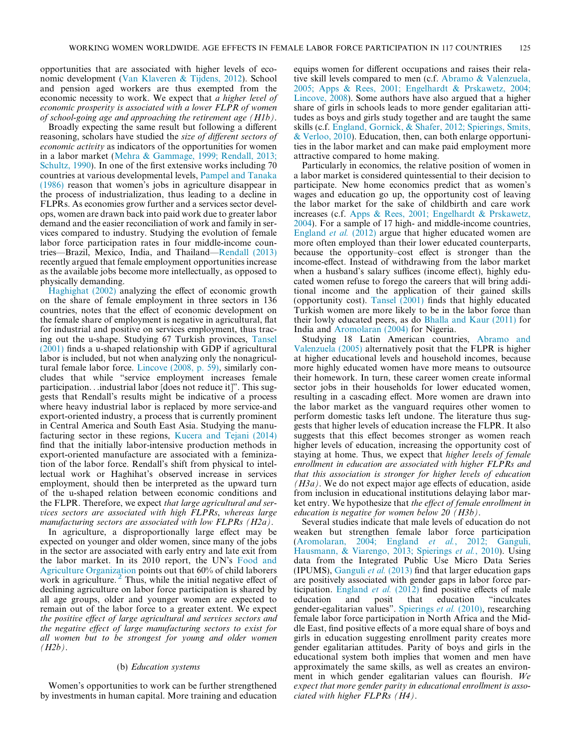opportunities that are associated with higher levels of economic development (Van Klaveren & Tijdens, 2012). School and pension aged workers are thus exempted from the economic necessity to work. We expect that *a higher level of economic prosperity is associated with a lower FLPR of women of school-going age and approaching the retirement age (H1b)*.

Broadly expecting the same result but following a different reasoning, scholars have studied the *size of different sectors of economic activity* as indicators of the opportunities for women in a labor market (Mehra & Gammage, 1999; Rendall, 2013; Schultz, 1990). In one of the first extensive works including 70 countries at various developmental levels, Pampel and Tanaka (1986) reason that women's jobs in agriculture disappear in the process of industrialization, thus leading to a decline in FLPRs. As economies grow further and a services sector develops, women are drawn back into paid work due to greater labor demand and the easier reconciliation of work and family in services compared to industry. Studying the evolution of female labor force participation rates in four middle-income countries—Brazil, Mexico, India, and Thailand—Rendall (2013) recently argued that female employment opportunities increase as the available jobs become more intellectually, as opposed to physically demanding.

Haghighat (2002) analyzing the effect of economic growth on the share of female employment in three sectors in 136 countries, notes that the effect of economic development on the female share of employment is negative in agricultural, flat for industrial and positive on services employment, thus tracing out the u-shape. Studying 67 Turkish provinces, Tansel (2001) finds a u-shaped relationship with GDP if agricultural labor is included, but not when analyzing only the nonagricultural female labor force. Lincove (2008, p. 59), similarly concludes that while "service employment increases female participation…industrial labor [does not reduce it]". This suggests that Rendall's results might be indicative of a process where heavy industrial labor is replaced by more service-and export-oriented industry, a process that is currently prominent in Central America and South East Asia. Studying the manufacturing sector in these regions, Kucera and Tejani (2014) find that the initially labor-intensive production methods in export-oriented manufacture are associated with a feminization of the labor force. Rendall's shift from physical to intellectual work or Haghihat's observed increase in services employment, should then be interpreted as the upward turn of the u-shaped relation between economic conditions and the FLPR. Therefore, we expect *that large agricultural and services sectors are associated with high FLPRs, whereas large manufacturing sectors are associated with low FLPRs (H2a)*.

In agriculture, a disproportionally large effect may be expected on younger and older women, since many of the jobs in the sector are associated with early entry and late exit from the labor market. In its 2010 report, the UN's Food and Agriculture Organization points out that 60% of child laborers work in agriculture.[2] Thus, while the initial negative effect of declining agriculture on labor force participation is shared by all age groups, older and younger women are expected to remain out of the labor force to a greater extent. We expect *the positive effect of large agricultural and services sectors and the negative effect of large manufacturing sectors to exist for all women but to be strongest for young and older women (H2b)*.

### (b) *Education systems*

Women's opportunities to work can be further strengthened by investments in human capital. More training and education equips women for different occupations and raises their relative skill levels compared to men (c.f. Abramo & Valenzuela, 2005; Apps & Rees, 2001; Engelhardt & Prskawetz, 2004; Lincove, 2008). Some authors have also argued that a higher share of girls in schools leads to more gender egalitarian attitudes as boys and girls study together and are taught the same skills (c.f. England, Gornick, & Shafer, 2012; Spierings, Smits, & Verloo, 2010). Education, then, can both enlarge opportunities in the labor market and can make paid employment more attractive compared to home making.

Particularly in economics, the relative position of women in a labor market is considered quintessential to their decision to participate. New home economics predict that as women's wages and education go up, the opportunity cost of leaving the labor market for the sake of childbirth and care work increases (c.f. Apps & Rees, 2001; Engelhardt & Prskawetz, 2004). For a sample of 17 high- and middle-income countries, England *et al.* (2012) argue that higher educated women are more often employed than their lower educated counterparts, because the opportunity–cost effect is stronger than the income-effect. Instead of withdrawing from the labor market when a husband's salary suffices (income effect), highly educated women refuse to forego the careers that will bring additional income and the application of their gained skills (opportunity cost). Tansel (2001) finds that highly educated Turkish women are more likely to be in the labor force than their lowly educated peers, as do Bhalla and Kaur (2011) for India and Aromolaran (2004) for Nigeria.

Studying 18 Latin American countries, Abramo and Valenzuela (2005) alternatively posit that the FLPR is higher at higher educational levels and household incomes, because more highly educated women have more means to outsource their homework. In turn, these career women create informal sector jobs in their households for lower educated women, resulting in a cascading effect. More women are drawn into the labor market as the vanguard requires other women to perform domestic tasks left undone. The literature thus suggests that higher levels of education increase the FLPR. It also suggests that this effect becomes stronger as women reach higher levels of education, increasing the opportunity cost of staying at home. Thus, we expect that *higher levels of female enrollment in education are associated with higher FLPRs and that this association is stronger for higher levels of education (H3a)*. We do not expect major age effects of education, aside from inclusion in educational institutions delaying labor market entry. We hypothesize that *the effect of female enrollment in education is negative for women below 20 (H3b)*.

Several studies indicate that male levels of education do not weaken but strengthen female labor force participation (Aromolaran, 2004; England *et al.*, 2012; Ganguli, Hausmann, & Viarengo, 2013; Spierings *et al.*, 2010). Using data from the Integrated Public Use Micro Data Series (IPUMS), Ganguli *et al.* (2013) find that larger education gaps are positively associated with gender gaps in labor force participation. England *et al.* (2012) find positive effects of male education and posit that education "inculcates gender-egalitarian values". Spierings *et al.* (2010), researching female labor force participation in North Africa and the Middle East, find positive effects of a more equal share of boys and girls in education suggesting enrollment parity creates more gender egalitarian attitudes. Parity of boys and girls in the educational system both implies that women and men have approximately the same skills, as well as creates an environment in which gender egalitarian values can flourish. *We expect that more gender parity in educational enrollment is associated with higher FLPRs (H4)*.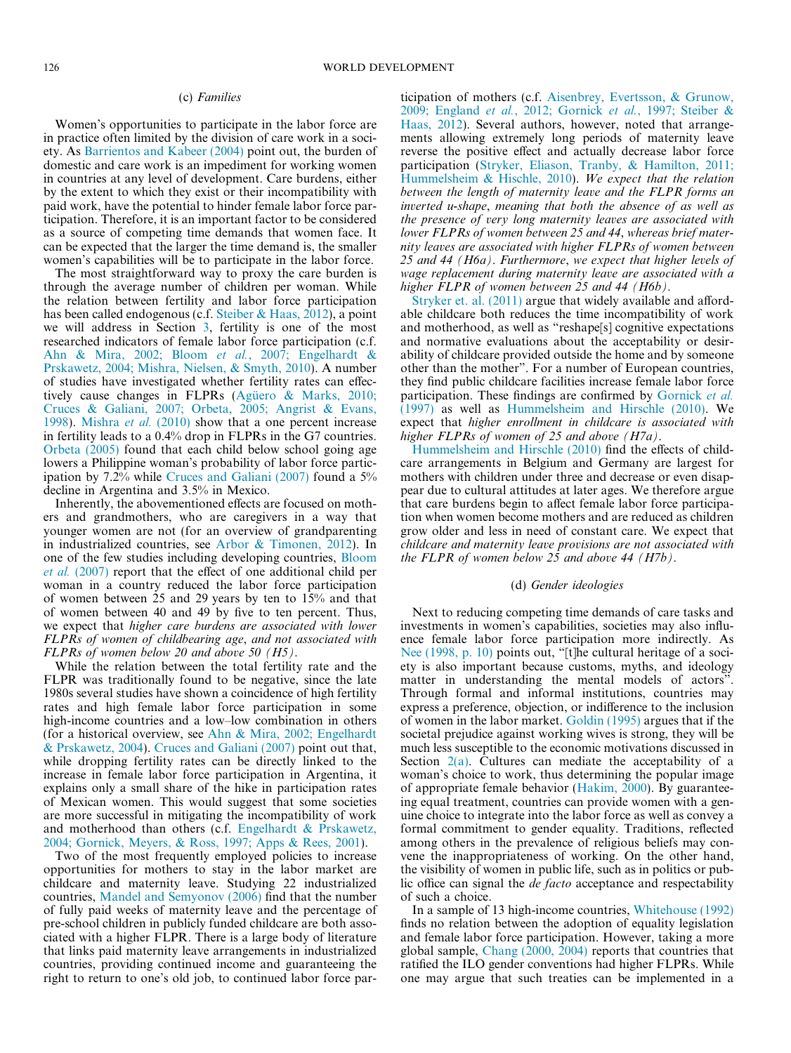### (c) *Families*

Women's opportunities to participate in the labor force are in practice often limited by the division of care work in a society. As Barrientos and Kabeer (2004) point out, the burden of domestic and care work is an impediment for working women in countries at any level of development. Care burdens, either by the extent to which they exist or their incompatibility with paid work, have the potential to hinder female labor force participation. Therefore, it is an important factor to be considered as a source of competing time demands that women face. It can be expected that the larger the time demand is, the smaller women's capabilities will be to participate in the labor force.

The most straightforward way to proxy the care burden is through the average number of children per woman. While the relation between fertility and labor force participation has been called endogenous (c.f. Steiber & Haas, 2012), a point we will address in Section 3, fertility is one of the most researched indicators of female labor force participation (c.f. Ahn & Mira, 2002; Bloom *et al.*, 2007; Engelhardt & Prskawetz, 2004; Mishra, Nielsen, & Smyth, 2010). A number of studies have investigated whether fertility rates can effectively cause changes in FLPRs (Agüero & Marks, 2010; Cruces & Galiani, 2007; Orbeta, 2005; Angrist & Evans, 1998). Mishra *et al.* (2010) show that a one percent increase in fertility leads to a 0.4% drop in FLPRs in the G7 countries. Orbeta (2005) found that each child below school going age lowers a Philippine woman's probability of labor force participation by 7.2% while Cruces and Galiani (2007) found a 5% decline in Argentina and 3.5% in Mexico.

Inherently, the abovementioned effects are focused on mothers and grandmothers, who are caregivers in a way that younger women are not (for an overview of grandparenting in industrialized countries, see Arbor & Timonen, 2012). In one of the few studies including developing countries, Bloom *et al.* (2007) report that the effect of one additional child per woman in a country reduced the labor force participation of women between 25 and 29 years by ten to 15% and that of women between 40 and 49 by five to ten percent. Thus, we expect that *higher care burdens are associated with lower FLPRs of women of childbearing age, and not associated with FLPRs of women below 20 and above 50 (H5)*.

While the relation between the total fertility rate and the FLPR was traditionally found to be negative, since the late 1980s several studies have shown a coincidence of high fertility rates and high female labor force participation in some high-income countries and a low–low combination in others (for a historical overview, see Ahn & Mira, 2002; Engelhardt & Prskawetz, 2004). Cruces and Galiani (2007) point out that, while dropping fertility rates can be directly linked to the increase in female labor force participation in Argentina, it explains only a small share of the hike in participation rates of Mexican women. This would suggest that some societies are more successful in mitigating the incompatibility of work and motherhood than others (c.f. Engelhardt & Prskawetz, 2004; Gornick, Meyers, & Ross, 1997; Apps & Rees, 2001).

Two of the most frequently employed policies to increase opportunities for mothers to stay in the labor market are childcare and maternity leave. Studying 22 industrialized countries, Mandel and Semyonov (2006) find that the number of fully paid weeks of maternity leave and the percentage of pre-school children in publicly funded childcare are both associated with a higher FLPR. There is a large body of literature that links paid maternity leave arrangements in industrialized countries, providing continued income and guaranteeing the right to return to one's old job, to continued labor force participation of mothers (c.f. Aisenbrey, Evertsson, & Grunow, 2009; England *et al.*, 2012; Gornick *et al.*, 1997; Steiber & Haas, 2012). Several authors, however, noted that arrangements allowing extremely long periods of maternity leave reverse the positive effect and actually decrease labor force participation (Stryker, Eliason, Tranby, & Hamilton, 2011; Hummelsheim & Hischle, 2010). *We expect that the relation between the length of maternity leave and the FLPR forms an inverted u-shape, meaning that both the absence of as well as the presence of very long maternity leaves are associated with lower FLPRs of women between 25 and 44, whereas brief maternity leaves are associated with higher FLPRs of women between 25 and 44 (H6a). Furthermore, we expect that higher levels of wage replacement during maternity leave are associated with a higher FLPR of women between 25 and 44 (H6b).*

Stryker et. al. (2011) argue that widely available and affordable childcare both reduces the time incompatibility of work and motherhood, as well as "reshape[s] cognitive expectations and normative evaluations about the acceptability or desirability of childcare provided outside the home and by someone other than the mother". For a number of European countries, they find public childcare facilities increase female labor force participation. These findings are confirmed by Gornick *et al.* (1997) as well as Hummelsheim and Hirschle (2010). We expect that *higher enrollment in childcare is associated with higher FLPRs of women of 25 and above (H7a)*.

Hummelsheim and Hirschle (2010) find the effects of childcare arrangements in Belgium and Germany are largest for mothers with children under three and decrease or even disappear due to cultural attitudes at later ages. We therefore argue that care burdens begin to affect female labor force participation when women become mothers and are reduced as children grow older and less in need of constant care. We expect that *childcare and maternity leave provisions are not associated with the FLPR of women below 25 and above 44 (H7b)*.

### (d) *Gender ideologies*

Next to reducing competing time demands of care tasks and investments in women's capabilities, societies may also influence female labor force participation more indirectly. As Nee (1998, p. 10) points out, "[t]he cultural heritage of a society is also important because customs, myths, and ideology matter in understanding the mental models of actors". Through formal and informal institutions, countries may express a preference, objection, or indifference to the inclusion of women in the labor market. Goldin (1995) argues that if the societal prejudice against working wives is strong, they will be much less susceptible to the economic motivations discussed in Section 2(a). Cultures can mediate the acceptability of a woman's choice to work, thus determining the popular image of appropriate female behavior (Hakim, 2000). By guaranteeing equal treatment, countries can provide women with a genuine choice to integrate into the labor force as well as convey a formal commitment to gender equality. Traditions, reflected among others in the prevalence of religious beliefs may convene the inappropriateness of working. On the other hand, the visibility of women in public life, such as in politics or public office can signal the *de facto* acceptance and respectability of such a choice.

In a sample of 13 high-income countries, Whitehouse (1992) finds no relation between the adoption of equality legislation and female labor force participation. However, taking a more global sample, Chang (2000, 2004) reports that countries that ratified the ILO gender conventions had higher FLPRs. While one may argue that such treaties can be implemented in a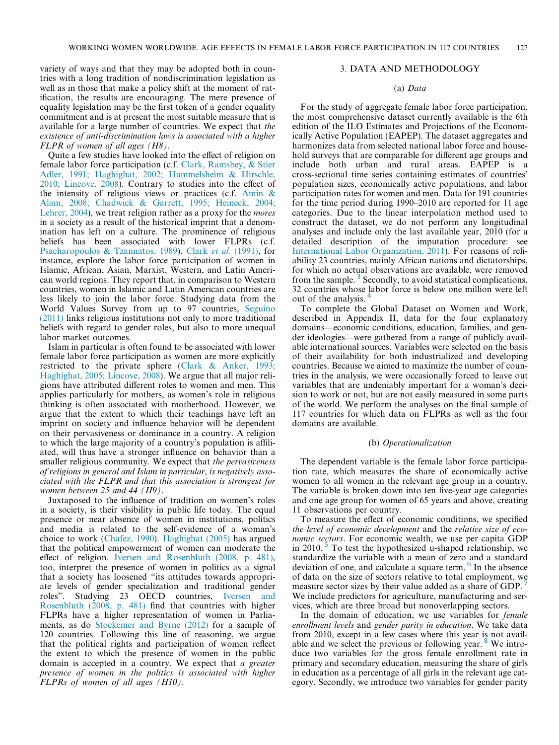variety of ways and that they may be adopted both in countries with a long tradition of nondiscrimination legislation as well as in those that make a policy shift at the moment of ratification, the results are encouraging. The mere presence of equality legislation may be the first token of a gender equality commitment and is at present the most suitable measure that is available for a large number of countries. We expect that *the existence of anti-discrimination laws is associated with a higher FLPR of women of all ages (H8)*.

Quite a few studies have looked into the effect of religion on female labor force participation (c.f. Clark, Ramsbey, & Stier Adler, 1991; Haghighat, 2002; Hummelsheim & Hirschle, 2010; Lincove, 2008). Contrary to studies into the effect of the intensity of religious views or practices (c.f. Amin & Alam, 2008; Chadwick & Garrett, 1995; Heineck, 2004; Lehrer, 2004), we treat religion rather as a proxy for the *mores* in a society as a result of the historical imprint that a denomination has left on a culture. The prominence of religious beliefs has been associated with lower FLPRs (c.f. Psacharopoulos & Tzannatos, 1989). Clark *et al.* (1991), for instance, explore the labor force participation of women in Islamic, African, Asian, Marxist, Western, and Latin American world regions. They report that, in comparison to Western countries, women in Islamic and Latin American countries are less likely to join the labor force. Studying data from the World Values Survey from up to 97 countries, Seguino (2011) links religious institutions not only to more traditional beliefs with regard to gender roles, but also to more unequal labor market outcomes.

Islam in particular is often found to be associated with lower female labor force participation as women are more explicitly restricted to the private sphere (Clark & Anker, 1993; Haghighat, 2005; Lincove, 2008). We argue that all major religions have attributed different roles to women and men. This applies particularly for mothers, as women's role in religious thinking is often associated with motherhood. However, we argue that the extent to which their teachings have left an imprint on society and influence behavior will be dependent on their pervasiveness or dominance in a country. A religion to which the large majority of a country's population is affiliated, will thus have a stronger influence on behavior than a smaller religious community. We expect that *the pervasiveness of religions in general and Islam in particular, is negatively associated with the FLPR and that this association is strongest for women between 25 and 44 (H9)*.

Juxtaposed to the influence of tradition on women's roles in a society, is their visibility in public life today. The equal presence or near absence of women in institutions, politics and media is related to the self-evidence of a woman's choice to work (Chafez, 1990). Haghighat (2005) has argued that the political empowerment of women can moderate the effect of religion. Iversen and Rosenbluth (2008, p. 481), too, interpret the presence of women in politics as a signal that a society has loosened "its attitudes towards appropriate levels of gender specialization and traditional gender roles". Studying 23 OECD countries, Iversen and Rosenbluth (2008, p. 481) find that countries with higher FLPRs have a higher representation of women in Parliaments, as do Stockemer and Byrne (2012) for a sample of 120 countries. Following this line of reasoning, we argue that the political rights and participation of women reflect the extent to which the presence of women in the public domain is accepted in a country. We expect that *a greater presence of women in the politics is associated with higher FLPRs of women of all ages (H10)*.

## 3. DATA AND METHODOLOGY

### (a) *Data*

For the study of aggregate female labor force participation, the most comprehensive dataset currently available is the 6th edition of the ILO Estimates and Projections of the Economically Active Population (EAPEP). The dataset aggregates and harmonizes data from selected national labor force and household surveys that are comparable for different age groups and include both urban and rural areas. EAPEP is a cross-sectional time series containing estimates of countries' population sizes, economically active populations, and labor participation rates for women and men. Data for 191 countries for the time period during 1990–2010 are reported for 11 age categories. Due to the linear interpolation method used to construct the dataset, we do not perform any longitudinal analyses and include only the last available year, 2010 (for a detailed description of the imputation procedure: see International Labor Organization, 2011). For reasons of reliability 23 countries, mainly African nations and dictatorships, for which no actual observations are available, were removed from the sample. [3] Secondly, to avoid statistical complications, 32 countries whose labor force is below one million were left out of the analysis. [4]

To complete the Global Dataset on Women and Work, described in Appendix II, data for the four explanatory domains—economic conditions, education, families, and gender ideologies—were gathered from a range of publicly available international sources. Variables were selected on the basis of their availability for both industrialized and developing countries. Because we aimed to maximize the number of countries in the analysis, we were occasionally forced to leave out variables that are undeniably important for a woman's decision to work or not, but are not easily measured in some parts of the world. We perform the analyses on the final sample of 117 countries for which data on FLPRs as well as the four domains are available.

### (b) *Operationalization*

The dependent variable is the female labor force participation rate, which measures the share of economically active women to all women in the relevant age group in a country. The variable is broken down into ten five-year age categories and one age group for women of 65 years and above, creating 11 observations per country.

To measure the effect of economic conditions, we specified *the level of economic development* and the *relative size of economic sectors*. For economic wealth, we use per capita GDP in 2010. [5] To test the hypothesized u-shaped relationship, we standardize the variable with a mean of zero and a standard deviation of one, and calculate a square term. [6] In the absence of data on the size of sectors relative to total employment, we measure sector sizes by their value added as a share of GDP. [7] We include predictors for agriculture, manufacturing and services, which are three broad but nonoverlapping sectors.

In the domain of education, we use variables for *female enrollment levels* and *gender parity in education*. We take data from 2010, except in a few cases where this year is not available and we select the previous or following year. [8] We introduce two variables for the gross female enrollment rate in primary and secondary education, measuring the share of girls in education as a percentage of all girls in the relevant age category. Secondly, we introduce two variables for gender parity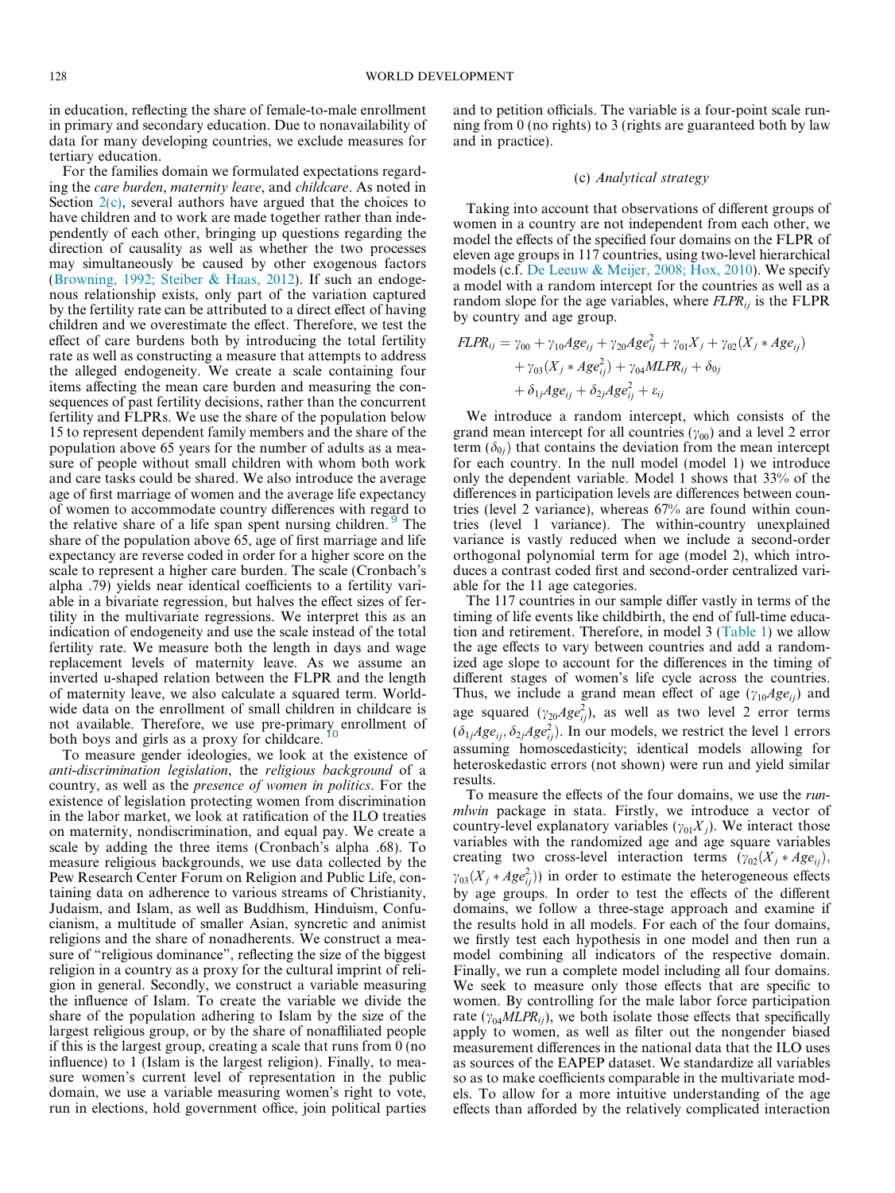in education, reflecting the share of female-to-male enrollment in primary and secondary education. Due to nonavailability of data for many developing countries, we exclude measures for tertiary education.

For the families domain we formulated expectations regarding the *care burden*, *maternity leave*, and *childcare*. As noted in Section 2(c), several authors have argued that the choices to have children and to work are made together rather than independently of each other, bringing up questions regarding the direction of causality as well as whether the two processes may simultaneously be caused by other exogenous factors (Browning, 1992; Steiber & Haas, 2012). If such an endogenous relationship exists, only part of the variation captured by the fertility rate can be attributed to a direct effect of having children and we overestimate the effect. Therefore, we test the effect of care burdens both by introducing the total fertility rate as well as constructing a measure that attempts to address the alleged endogeneity. We create a scale containing four items affecting the mean care burden and measuring the consequences of past fertility decisions, rather than the concurrent fertility and FLPRs. We use the share of the population below 15 to represent dependent family members and the share of the population above 65 years for the number of adults as a measure of people without small children with whom both work and care tasks could be shared. We also introduce the average age of first marriage of women and the average life expectancy of women to accommodate country differences with regard to the relative share of a life span spent nursing children.[9] The share of the population above 65, age of first marriage and life expectancy are reverse coded in order for a higher score on the scale to represent a higher care burden. The scale (Cronbach's alpha .79) yields near identical coefficients to a fertility variable in a bivariate regression, but halves the effect sizes of fertility in the multivariate regressions. We interpret this as an indication of endogeneity and use the scale instead of the total fertility rate. We measure both the length in days and wage replacement levels of maternity leave. As we assume an inverted u-shaped relation between the FLPR and the length of maternity leave, we also calculate a squared term. Worldwide data on the enrollment of small children in childcare is not available. Therefore, we use pre-primary enrollment of both boys and girls as a proxy for childcare.[10]

To measure gender ideologies, we look at the existence of *anti-discrimination legislation*, the *religious background* of a country, as well as the *presence of women in politics*. For the existence of legislation protecting women from discrimination in the labor market, we look at ratification of the ILO treaties on maternity, nondiscrimination, and equal pay. We create a scale by adding the three items (Cronbach's alpha .68). To measure religious backgrounds, we use data collected by the Pew Research Center Forum on Religion and Public Life, containing data on adherence to various streams of Christianity, Judaism, and Islam, as well as Buddhism, Hinduism, Confucianism, a multitude of smaller Asian, syncretic and animist religions and the share of nonadherents. We construct a measure of "religious dominance", reflecting the size of the biggest religion in a country as a proxy for the cultural imprint of religion in general. Secondly, we construct a variable measuring the influence of Islam. To create the variable we divide the share of the population adhering to Islam by the size of the largest religious group, or by the share of nonaffiliated people if this is the largest group, creating a scale that runs from 0 (no influence) to 1 (Islam is the largest religion). Finally, to measure women's current level of representation in the public domain, we use a variable measuring women's right to vote, run in elections, hold government office, join political parties and to petition officials. The variable is a four-point scale running from 0 (no rights) to 3 (rights are guaranteed both by law and in practice).

### (c) *Analytical strategy*

Taking into account that observations of different groups of women in a country are not independent from each other, we model the effects of the specified four domains on the FLPR of eleven age groups in 117 countries, using two-level hierarchical models (c.f. De Leeuw & Meijer, 2008; Hox, 2010). We specify a model with a random intercept for the countries as well as a random slope for the age variables, where $FLPR_{ij}$ is the FLPR by country and age group.

$$FLPR_{ij} = \gamma_{00} + \gamma_{10}Age_{ij} + \gamma_{20}Age_{ij}^2 + \gamma_{01}X_j + \gamma_{02}(X_j * Age_{ij}) + \gamma_{03}(X_j * Age_{ij}^2) + \gamma_{04}MLPR_{ij} + \delta_{0j} + \delta_{1j}Age_{ij} + \delta_{2j}Age_{ij}^2 + \varepsilon_{ij}$$

We introduce a random intercept, which consists of the grand mean intercept for all countries ($\gamma_{00}$) and a level 2 error term ($\delta_{0j}$) that contains the deviation from the mean intercept for each country. In the null model (model 1) we introduce only the dependent variable. Model 1 shows that 33% of the differences in participation levels are differences between countries (level 2 variance), whereas 67% are found within countries (level 1 variance). The within-country unexplained variance is vastly reduced when we include a second-order orthogonal polynomial term for age (model 2), which introduces a contrast coded first and second-order centralized variable for the 11 age categories.

The 117 countries in our sample differ vastly in terms of the timing of life events like childbirth, the end of full-time education and retirement. Therefore, in model 3 (Table 1) we allow the age effects to vary between countries and add a randomized age slope to account for the differences in the timing of different stages of women's life cycle across the countries. Thus, we include a grand mean effect of age ($\gamma_{10}Age_{ij}$) and age squared ($\gamma_{20}Age_{ij}^2$), as well as two level 2 error terms ($\delta_{1j}Age_{ij}, \delta_{2j}Age_{ij}^2$). In our models, we restrict the level 1 errors assuming homoscedasticity; identical models allowing for heteroskedastic errors (not shown) were run and yield similar results.

To measure the effects of the four domains, we use the *runmlwin* package in stata. Firstly, we introduce a vector of country-level explanatory variables ($\gamma_{01}X_j$). We interact those variables with the randomized age and age square variables creating two cross-level interaction terms ($\gamma_{02}(X_j * Age_{ij})$, $\gamma_{03}(X_j * Age_{ij}^2)$) in order to estimate the heterogeneous effects by age groups. In order to test the effects of the different domains, we follow a three-stage approach and examine if the results hold in all models. For each of the four domains, we firstly test each hypothesis in one model and then run a model combining all indicators of the respective domain. Finally, we run a complete model including all four domains. We seek to measure only those effects that are specific to women. By controlling for the male labor force participation rate ($\gamma_{04}MLPR_{ij}$), we both isolate those effects that specifically apply to women, as well as filter out the nongender biased measurement differences in the national data that the ILO uses as sources of the EAPEP dataset. We standardize all variables so as to make coefficients comparable in the multivariate models. To allow for a more intuitive understanding of the age effects than afforded by the relatively complicated interaction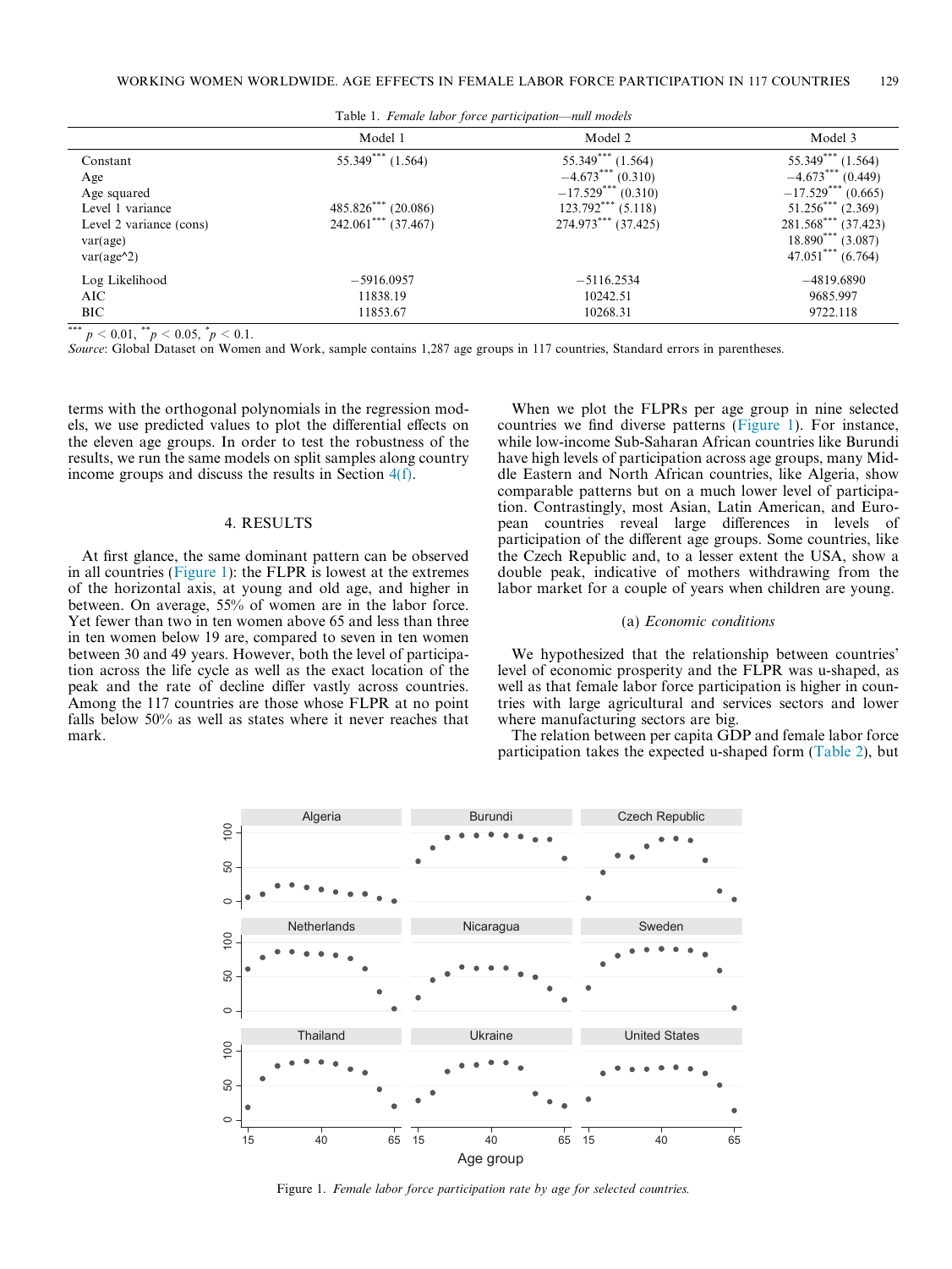Table 1. *Female labor force participation—null models*

| | Model 1 | Model 2 | Model 3 |
|---|---|---|---|
| Constant | 55.349*** (1.564) | 55.349*** (1.564) | 55.349*** (1.564) |
| Age | | −4.673*** (0.310) | −4.673*** (0.449) |
| Age squared | | −17.529*** (0.310) | −17.529*** (0.665) |
| Level 1 variance | 485.826*** (20.086) | 123.792*** (5.118) | 51.256*** (2.369) |
| Level 2 variance (cons) | 242.061*** (37.467) | 274.973*** (37.425) | 281.568*** (37.423) |
| var(age) | | | 18.890*** (3.087) |
| var(age^2) | | | 47.051*** (6.764) |
| Log Likelihood | −5916.0957 | −5116.2534 | −4819.6890 |
| AIC | 11838.19 | 10242.51 | 9685.997 |
| BIC | 11853.67 | 10268.31 | 9722.118 |

*** $p < 0.01$, ** $p < 0.05$, * $p < 0.1$.

*Source*: Global Dataset on Women and Work, sample contains 1,287 age groups in 117 countries, Standard errors in parentheses.

terms with the orthogonal polynomials in the regression models, we use predicted values to plot the differential effects on the eleven age groups. In order to test the robustness of the results, we run the same models on split samples along country income groups and discuss the results in Section 4(f).

## 4. RESULTS

At first glance, the same dominant pattern can be observed in all countries (Figure 1): the FLPR is lowest at the extremes of the horizontal axis, at young and old age, and higher in between. On average, 55% of women are in the labor force. Yet fewer than two in ten women above 65 and less than three in ten women below 19 are, compared to seven in ten women between 30 and 49 years. However, both the level of participation across the life cycle as well as the exact location of the peak and the rate of decline differ vastly across countries. Among the 117 countries are those whose FLPR at no point falls below 50% as well as states where it never reaches that mark.

When we plot the FLPRs per age group in nine selected countries we find diverse patterns (Figure 1). For instance, while low-income Sub-Saharan African countries like Burundi have high levels of participation across age groups, many Middle Eastern and North African countries, like Algeria, show comparable patterns but on a much lower level of participation. Contrastingly, most Asian, Latin American, and European countries reveal large differences in levels of participation of the different age groups. Some countries, like the Czech Republic and, to a lesser extent the USA, show a double peak, indicative of mothers withdrawing from the labor market for a couple of years when children are young.

### (a) *Economic conditions*

We hypothesized that the relationship between countries' level of economic prosperity and the FLPR was u-shaped, as well as that female labor force participation is higher in countries with large agricultural and services sectors and lower where manufacturing sectors are big.

The relation between per capita GDP and female labor force participation takes the expected u-shaped form (Table 2), but

Figure 1. *Female labor force participation rate by age for selected countries.*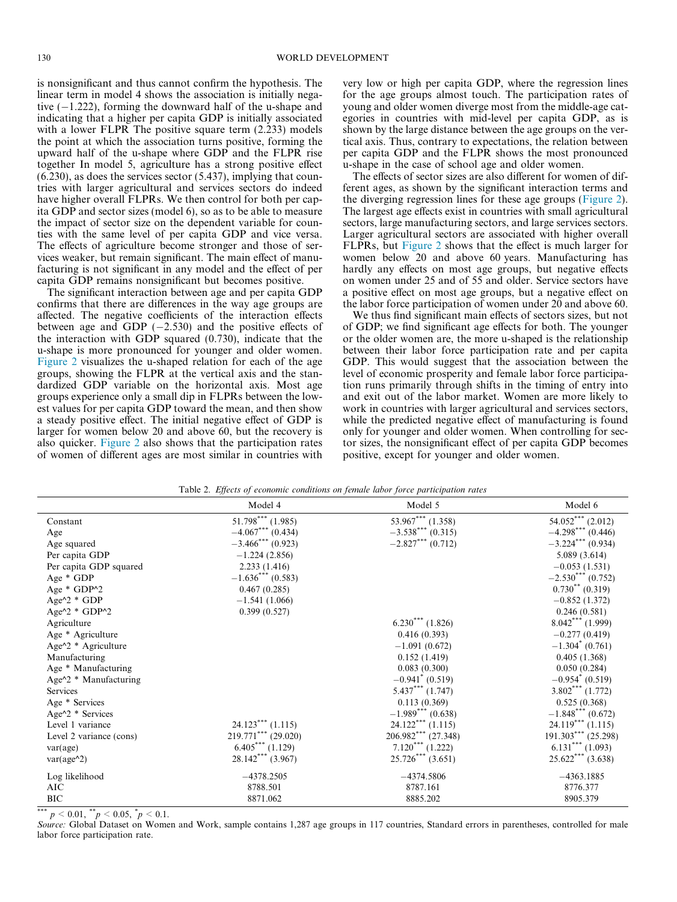is nonsignificant and thus cannot confirm the hypothesis. The linear term in model 4 shows the association is initially negative (−1.222), forming the downward half of the u-shape and indicating that a higher per capita GDP is initially associated with a lower FLPR The positive square term (2.233) models the point at which the association turns positive, forming the upward half of the u-shape where GDP and the FLPR rise together In model 5, agriculture has a strong positive effect (6.230), as does the services sector (5.437), implying that countries with larger agricultural and services sectors do indeed have higher overall FLPRs. We then control for both per capita GDP and sector sizes (model 6), so as to be able to measure the impact of sector size on the dependent variable for counties with the same level of per capita GDP and vice versa. The effects of agriculture become stronger and those of services weaker, but remain significant. The main effect of manufacturing is not significant in any model and the effect of per capita GDP remains nonsignificant but becomes positive.

The significant interaction between age and per capita GDP confirms that there are differences in the way age groups are affected. The negative coefficients of the interaction effects between age and GDP (−2.530) and the positive effects of the interaction with GDP squared (0.730), indicate that the u-shape is more pronounced for younger and older women. Figure 2 visualizes the u-shaped relation for each of the age groups, showing the FLPR at the vertical axis and the standardized GDP variable on the horizontal axis. Most age groups experience only a small dip in FLPRs between the lowest values for per capita GDP toward the mean, and then show a steady positive effect. The initial negative effect of GDP is larger for women below 20 and above 60, but the recovery is also quicker. Figure 2 also shows that the participation rates of women of different ages are most similar in countries with very low or high per capita GDP, where the regression lines for the age groups almost touch. The participation rates of young and older women diverge most from the middle-age categories in countries with mid-level per capita GDP, as is shown by the large distance between the age groups on the vertical axis. Thus, contrary to expectations, the relation between per capita GDP and the FLPR shows the most pronounced u-shape in the case of school age and older women.

The effects of sector sizes are also different for women of different ages, as shown by the significant interaction terms and the diverging regression lines for these age groups (Figure 2). The largest age effects exist in countries with small agricultural sectors, large manufacturing sectors, and large services sectors. Larger agricultural sectors are associated with higher overall FLPRs, but Figure 2 shows that the effect is much larger for women below 20 and above 60 years. Manufacturing has hardly any effects on most age groups, but negative effects on women under 25 and of 55 and older. Service sectors have a positive effect on most age groups, but a negative effect on the labor force participation of women under 20 and above 60.

We thus find significant main effects of sectors sizes, but not of GDP; we find significant age effects for both. The younger or the older women are, the more u-shaped is the relationship between their labor force participation rate and per capita GDP. This would suggest that the association between the level of economic prosperity and female labor force participation runs primarily through shifts in the timing of entry into and exit out of the labor market. Women are more likely to work in countries with larger agricultural and services sectors, while the predicted negative effect of manufacturing is found only for younger and older women. When controlling for sector sizes, the nonsignificant effect of per capita GDP becomes positive, except for younger and older women.

Table 2. *Effects of economic conditions on female labor force participation rates*

| | Model 4 | Model 5 | Model 6 |
|---|---|---|---|
| Constant | $51.798^{***}$ (1.985) | $53.967^{***}$ (1.358) | $54.052^{***}$ (2.012) |
| Age | $-4.067^{***}$ (0.434) | $-3.538^{***}$ (0.315) | $-4.298^{***}$ (0.446) |
| Age squared | $-3.466^{***}$ (0.923) | $-2.827^{***}$ (0.712) | $-3.224^{***}$ (0.934) |
| Per capita GDP | −1.224 (2.856) | | 5.089 (3.614) |
| Per capita GDP squared | 2.233 (1.416) | | −0.053 (1.531) |
| Age * GDP | $-1.636^{***}$ (0.583) | | $-2.530^{***}$ (0.752) |
| Age * GDP^2 | 0.467 (0.285) | | $0.730^{**}$ (0.319) |
| Age^2 * GDP | −1.541 (1.066) | | −0.852 (1.372) |
| Age^2 * GDP^2 | 0.399 (0.527) | | 0.246 (0.581) |
| Agriculture | | $6.230^{***}$ (1.826) | $8.042^{***}$ (1.999) |
| Age * Agriculture | | 0.416 (0.393) | −0.277 (0.419) |
| Age^2 * Agriculture | | −1.091 (0.672) | $-1.304^{*}$ (0.761) |
| Manufacturing | | 0.152 (1.419) | 0.405 (1.368) |
| Age * Manufacturing | | 0.083 (0.300) | 0.050 (0.284) |
| Age^2 * Manufacturing | | $-0.941^{*}$ (0.519) | $-0.954^{*}$ (0.519) |
| Services | | $5.437^{***}$ (1.747) | $3.802^{***}$ (1.772) |
| Age * Services | | 0.113 (0.369) | 0.525 (0.368) |
| Age^2 * Services | | $-1.989^{***}$ (0.638) | $-1.848^{***}$ (0.672) |
| Level 1 variance | $24.123^{***}$ (1.115) | $24.122^{***}$ (1.115) | $24.119^{***}$ (1.115) |
| Level 2 variance (cons) | $219.771^{***}$ (29.020) | $206.982^{***}$ (27.348) | $191.303^{***}$ (25.298) |
| var(age) | $6.405^{***}$ (1.129) | $7.120^{***}$ (1.222) | $6.131^{***}$ (1.093) |
| var(age^2) | $28.142^{***}$ (3.967) | $25.726^{***}$ (3.651) | $25.622^{***}$ (3.638) |
| Log likelihood | −4378.2505 | −4374.5806 | −4363.1885 |
| AIC | 8788.501 | 8787.161 | 8776.377 |
| BIC | 8871.062 | 8885.202 | 8905.379 |

$^{***}p < 0.01$, $^{**}p < 0.05$, $^{*}p < 0.1$.

*Source:* Global Dataset on Women and Work, sample contains 1,287 age groups in 117 countries, Standard errors in parentheses, controlled for male labor force participation rate.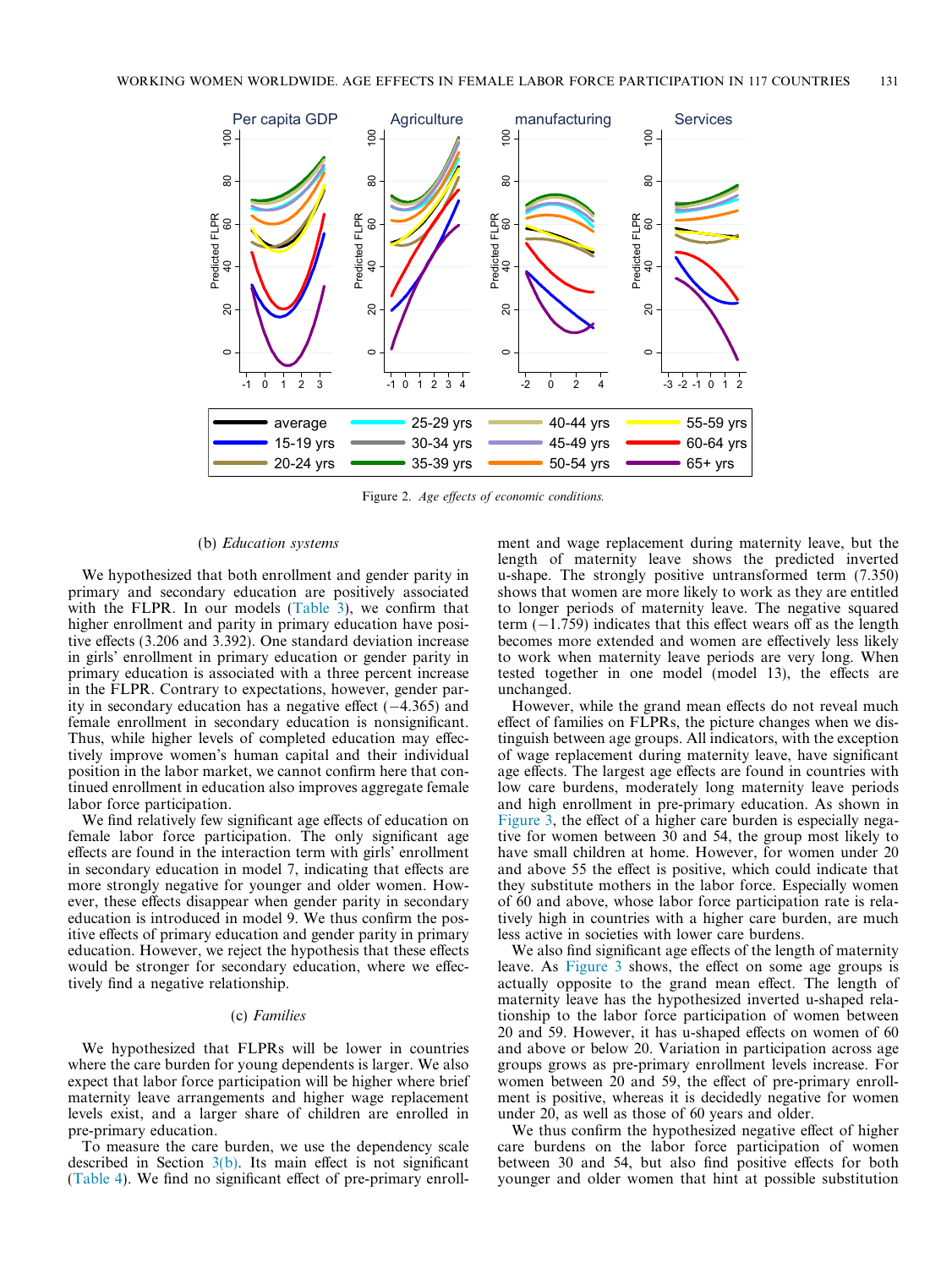Figure 2. *Age effects of economic conditions.*

### (b) *Education systems*

We hypothesized that both enrollment and gender parity in primary and secondary education are positively associated with the FLPR. In our models (Table 3), we confirm that higher enrollment and parity in primary education have positive effects (3.206 and 3.392). One standard deviation increase in girls' enrollment in primary education or gender parity in primary education is associated with a three percent increase in the FLPR. Contrary to expectations, however, gender parity in secondary education has a negative effect (−4.365) and female enrollment in secondary education is nonsignificant. Thus, while higher levels of completed education may effectively improve women's human capital and their individual position in the labor market, we cannot confirm here that continued enrollment in education also improves aggregate female labor force participation.

We find relatively few significant age effects of education on female labor force participation. The only significant age effects are found in the interaction term with girls' enrollment in secondary education in model 7, indicating that effects are more strongly negative for younger and older women. However, these effects disappear when gender parity in secondary education is introduced in model 9. We thus confirm the positive effects of primary education and gender parity in primary education. However, we reject the hypothesis that these effects would be stronger for secondary education, where we effectively find a negative relationship.

### (c) *Families*

We hypothesized that FLPRs will be lower in countries where the care burden for young dependents is larger. We also expect that labor force participation will be higher where brief maternity leave arrangements and higher wage replacement levels exist, and a larger share of children are enrolled in pre-primary education.

To measure the care burden, we use the dependency scale described in Section 3(b). Its main effect is not significant (Table 4). We find no significant effect of pre-primary enrollment and wage replacement during maternity leave, but the length of maternity leave shows the predicted inverted u-shape. The strongly positive untransformed term (7.350) shows that women are more likely to work as they are entitled to longer periods of maternity leave. The negative squared term (−1.759) indicates that this effect wears off as the length becomes more extended and women are effectively less likely to work when maternity leave periods are very long. When tested together in one model (model 13), the effects are unchanged.

However, while the grand mean effects do not reveal much effect of families on FLPRs, the picture changes when we distinguish between age groups. All indicators, with the exception of wage replacement during maternity leave, have significant age effects. The largest age effects are found in countries with low care burdens, moderately long maternity leave periods and high enrollment in pre-primary education. As shown in Figure 3, the effect of a higher care burden is especially negative for women between 30 and 54, the group most likely to have small children at home. However, for women under 20 and above 55 the effect is positive, which could indicate that they substitute mothers in the labor force. Especially women of 60 and above, whose labor force participation rate is relatively high in countries with a higher care burden, are much less active in societies with lower care burdens.

We also find significant age effects of the length of maternity leave. As Figure 3 shows, the effect on some age groups is actually opposite to the grand mean effect. The length of maternity leave has the hypothesized inverted u-shaped relationship to the labor force participation of women between 20 and 59. However, it has u-shaped effects on women of 60 and above or below 20. Variation in participation across age groups grows as pre-primary enrollment levels increase. For women between 20 and 59, the effect of pre-primary enrollment is positive, whereas it is decidedly negative for women under 20, as well as those of 60 years and older.

We thus confirm the hypothesized negative effect of higher care burdens on the labor force participation of women between 30 and 54, but also find positive effects for both younger and older women that hint at possible substitution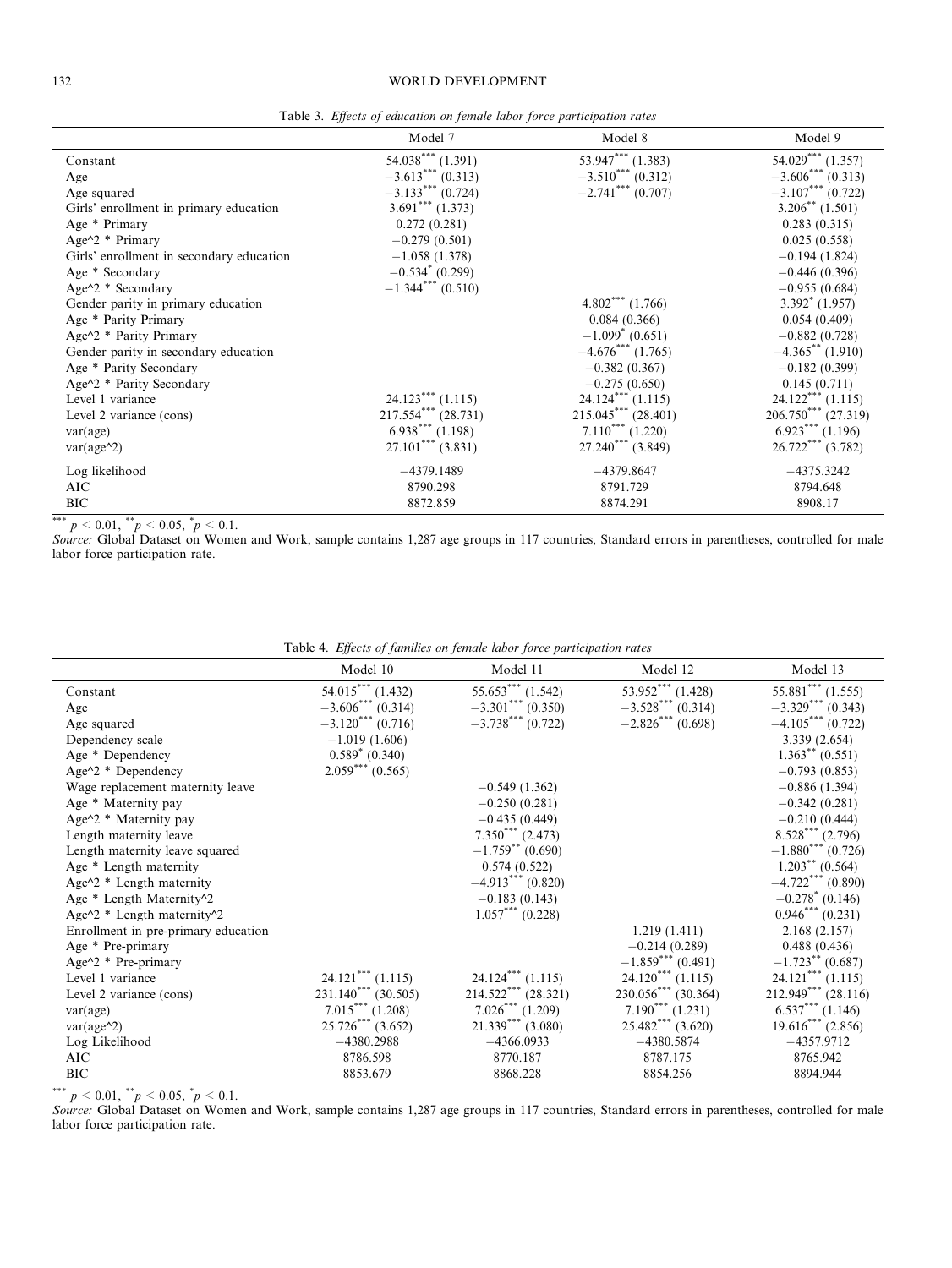Table 3. *Effects of education on female labor force participation rates*

| | Model 7 | Model 8 | Model 9 |
|---|---|---|---|
| Constant | 54.038*** (1.391) | 53.947*** (1.383) | 54.029*** (1.357) |
| Age | −3.613*** (0.313) | −3.510*** (0.312) | −3.606*** (0.313) |
| Age squared | −3.133*** (0.724) | −2.741*** (0.707) | −3.107*** (0.722) |
| Girls' enrollment in primary education | 3.691*** (1.373) | | 3.206** (1.501) |
| Age * Primary | 0.272 (0.281) | | 0.283 (0.315) |
| Age^2 * Primary | −0.279 (0.501) | | 0.025 (0.558) |
| Girls' enrollment in secondary education | −1.058 (1.378) | | −0.194 (1.824) |
| Age * Secondary | −0.534* (0.299) | | −0.446 (0.396) |
| Age^2 * Secondary | −1.344*** (0.510) | | −0.955 (0.684) |
| Gender parity in primary education | | 4.802*** (1.766) | 3.392* (1.957) |
| Age * Parity Primary | | 0.084 (0.366) | 0.054 (0.409) |
| Age^2 * Parity Primary | | −1.099* (0.651) | −0.882 (0.728) |
| Gender parity in secondary education | | −4.676*** (1.765) | −4.365** (1.910) |
| Age * Parity Secondary | | −0.382 (0.367) | −0.182 (0.399) |
| Age^2 * Parity Secondary | | −0.275 (0.650) | 0.145 (0.711) |
| Level 1 variance | 24.123*** (1.115) | 24.124*** (1.115) | 24.122*** (1.115) |
| Level 2 variance (cons) | 217.554*** (28.731) | 215.045*** (28.401) | 206.750*** (27.319) |
| var(age) | 6.938*** (1.198) | 7.110*** (1.220) | 6.923*** (1.196) |
| var(age^2) | 27.101*** (3.831) | 27.240*** (3.849) | 26.722*** (3.782) |
| Log likelihood | −4379.1489 | −4379.8647 | −4375.3242 |
| AIC | 8790.298 | 8791.729 | 8794.648 |
| BIC | 8872.859 | 8874.291 | 8908.17 |

*** $p < 0.01$, ** $p < 0.05$, * $p < 0.1$.

*Source:* Global Dataset on Women and Work, sample contains 1,287 age groups in 117 countries, Standard errors in parentheses, controlled for male labor force participation rate.

Table 4. *Effects of families on female labor force participation rates*

| | Model 10 | Model 11 | Model 12 | Model 13 |
|---|---|---|---|---|
| Constant | 54.015*** (1.432) | 55.653*** (1.542) | 53.952*** (1.428) | 55.881*** (1.555) |
| Age | −3.606*** (0.314) | −3.301*** (0.350) | −3.528*** (0.314) | −3.329*** (0.343) |
| Age squared | −3.120*** (0.716) | −3.738*** (0.722) | −2.826*** (0.698) | −4.105*** (0.722) |
| Dependency scale | −1.019 (1.606) | | | 3.339 (2.654) |
| Age * Dependency | 0.589* (0.340) | | | 1.363** (0.551) |
| Age^2 * Dependency | 2.059*** (0.565) | | | −0.793 (0.853) |
| Wage replacement maternity leave | | −0.549 (1.362) | | −0.886 (1.394) |
| Age * Maternity pay | | −0.250 (0.281) | | −0.342 (0.281) |
| Age^2 * Maternity pay | | −0.435 (0.449) | | −0.210 (0.444) |
| Length maternity leave | | 7.350*** (2.473) | | 8.528*** (2.796) |
| Length maternity leave squared | | −1.759** (0.690) | | −1.880*** (0.726) |
| Age * Length maternity | | 0.574 (0.522) | | 1.203** (0.564) |
| Age^2 * Length maternity | | −4.913*** (0.820) | | −4.722*** (0.890) |
| Age * Length Maternity^2 | | −0.183 (0.143) | | −0.278* (0.146) |
| Age^2 * Length maternity^2 | | 1.057*** (0.228) | | 0.946*** (0.231) |
| Enrollment in pre-primary education | | | 1.219 (1.411) | 2.168 (2.157) |
| Age * Pre-primary | | | −0.214 (0.289) | 0.488 (0.436) |
| Age^2 * Pre-primary | | | −1.859*** (0.491) | −1.723** (0.687) |
| Level 1 variance | 24.121*** (1.115) | 24.124*** (1.115) | 24.120*** (1.115) | 24.121*** (1.115) |
| Level 2 variance (cons) | 231.140*** (30.505) | 214.522*** (28.321) | 230.056*** (30.364) | 212.949*** (28.116) |
| var(age) | 7.015*** (1.208) | 7.026*** (1.209) | 7.190*** (1.231) | 6.537*** (1.146) |
| var(age^2) | 25.726*** (3.652) | 21.339*** (3.080) | 25.482*** (3.620) | 19.616*** (2.856) |
| Log Likelihood | −4380.2988 | −4366.0933 | −4380.5874 | −4357.9712 |
| AIC | 8786.598 | 8770.187 | 8787.175 | 8765.942 |
| BIC | 8853.679 | 8868.228 | 8854.256 | 8894.944 |

*** $p < 0.01$, ** $p < 0.05$, * $p < 0.1$.

*Source:* Global Dataset on Women and Work, sample contains 1,287 age groups in 117 countries, Standard errors in parentheses, controlled for male labor force participation rate.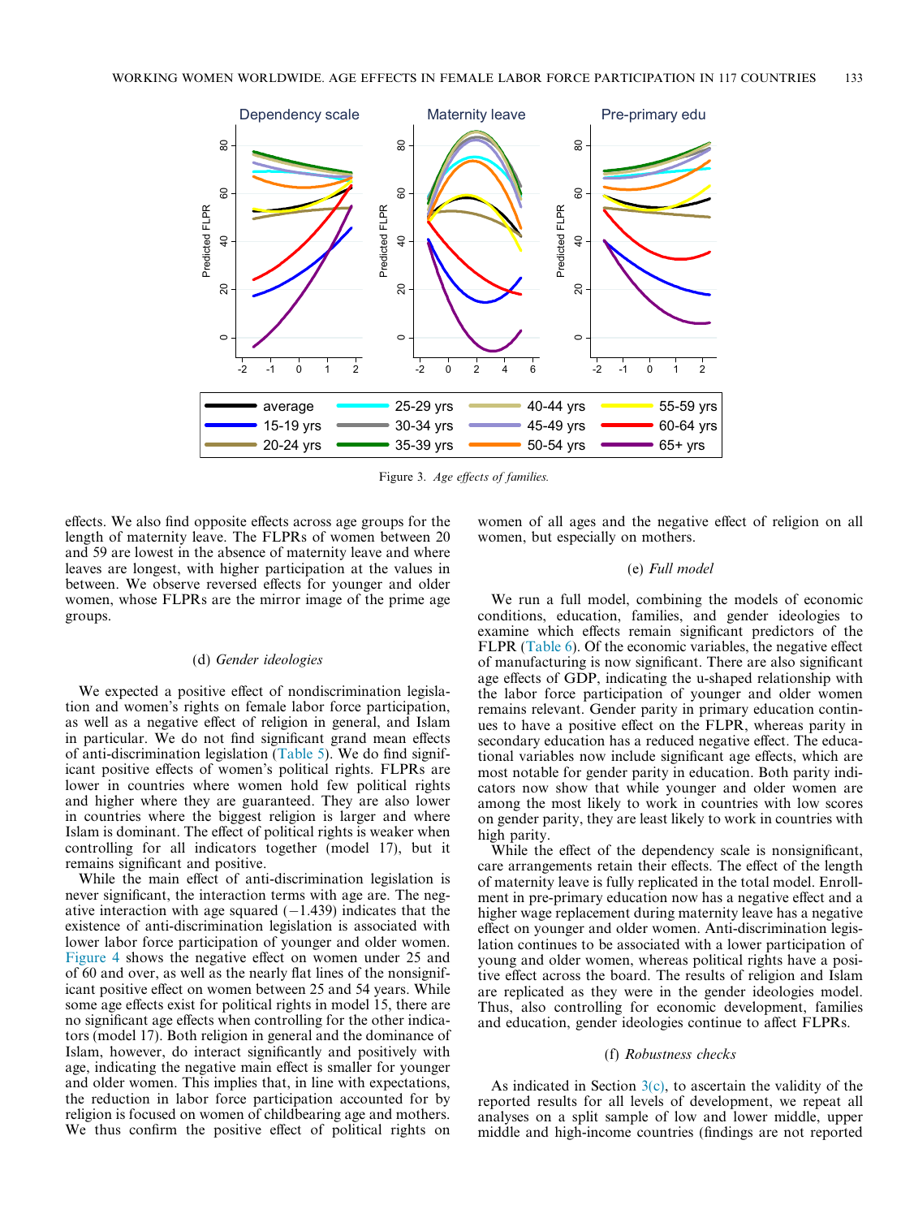Dependency scale

Maternity leave

Pre-primary edu

Predicted FLPR

80
60
40
20
0

-2 -1 0 1 2

-2 0 2 4 6

-2 -1 0 1 2

average
15-19 yrs
20-24 yrs
25-29 yrs
30-34 yrs
35-39 yrs
40-44 yrs
45-49 yrs
50-54 yrs
55-59 yrs
60-64 yrs
65+ yrs

Figure 3. *Age effects of families.*

effects. We also find opposite effects across age groups for the length of maternity leave. The FLPRs of women between 20 and 59 are lowest in the absence of maternity leave and where leaves are longest, with higher participation at the values in between. We observe reversed effects for younger and older women, whose FLPRs are the mirror image of the prime age groups.

### (d) *Gender ideologies*

We expected a positive effect of nondiscrimination legislation and women's rights on female labor force participation, as well as a negative effect of religion in general, and Islam in particular. We do not find significant grand mean effects of anti-discrimination legislation (Table 5). We do find significant positive effects of women's political rights. FLPRs are lower in countries where women hold few political rights and higher where they are guaranteed. They are also lower in countries where the biggest religion is larger and where Islam is dominant. The effect of political rights is weaker when controlling for all indicators together (model 17), but it remains significant and positive.

While the main effect of anti-discrimination legislation is never significant, the interaction terms with age are. The negative interaction with age squared (−1.439) indicates that the existence of anti-discrimination legislation is associated with lower labor force participation of younger and older women. Figure 4 shows the negative effect on women under 25 and of 60 and over, as well as the nearly flat lines of the nonsignificant positive effect on women between 25 and 54 years. While some age effects exist for political rights in model 15, there are no significant age effects when controlling for the other indicators (model 17). Both religion in general and the dominance of Islam, however, do interact significantly and positively with age, indicating the negative main effect is smaller for younger and older women. This implies that, in line with expectations, the reduction in labor force participation accounted for by religion is focused on women of childbearing age and mothers. We thus confirm the positive effect of political rights on women of all ages and the negative effect of religion on all women, but especially on mothers.

### (e) *Full model*

We run a full model, combining the models of economic conditions, education, families, and gender ideologies to examine which effects remain significant predictors of the FLPR (Table 6). Of the economic variables, the negative effect of manufacturing is now significant. There are also significant age effects of GDP, indicating the u-shaped relationship with the labor force participation of younger and older women remains relevant. Gender parity in primary education continues to have a positive effect on the FLPR, whereas parity in secondary education has a reduced negative effect. The educational variables now include significant age effects, which are most notable for gender parity in education. Both parity indicators now show that while younger and older women are among the most likely to work in countries with low scores on gender parity, they are least likely to work in countries with high parity.

While the effect of the dependency scale is nonsignificant, care arrangements retain their effects. The effect of the length of maternity leave is fully replicated in the total model. Enrollment in pre-primary education now has a negative effect and a higher wage replacement during maternity leave has a negative effect on younger and older women. Anti-discrimination legislation continues to be associated with a lower participation of young and older women, whereas political rights have a positive effect across the board. The results of religion and Islam are replicated as they were in the gender ideologies model. Thus, also controlling for economic development, families and education, gender ideologies continue to affect FLPRs.

### (f) *Robustness checks*

As indicated in Section 3(c), to ascertain the validity of the reported results for all levels of development, we repeat all analyses on a split sample of low and lower middle, upper middle and high-income countries (findings are not reported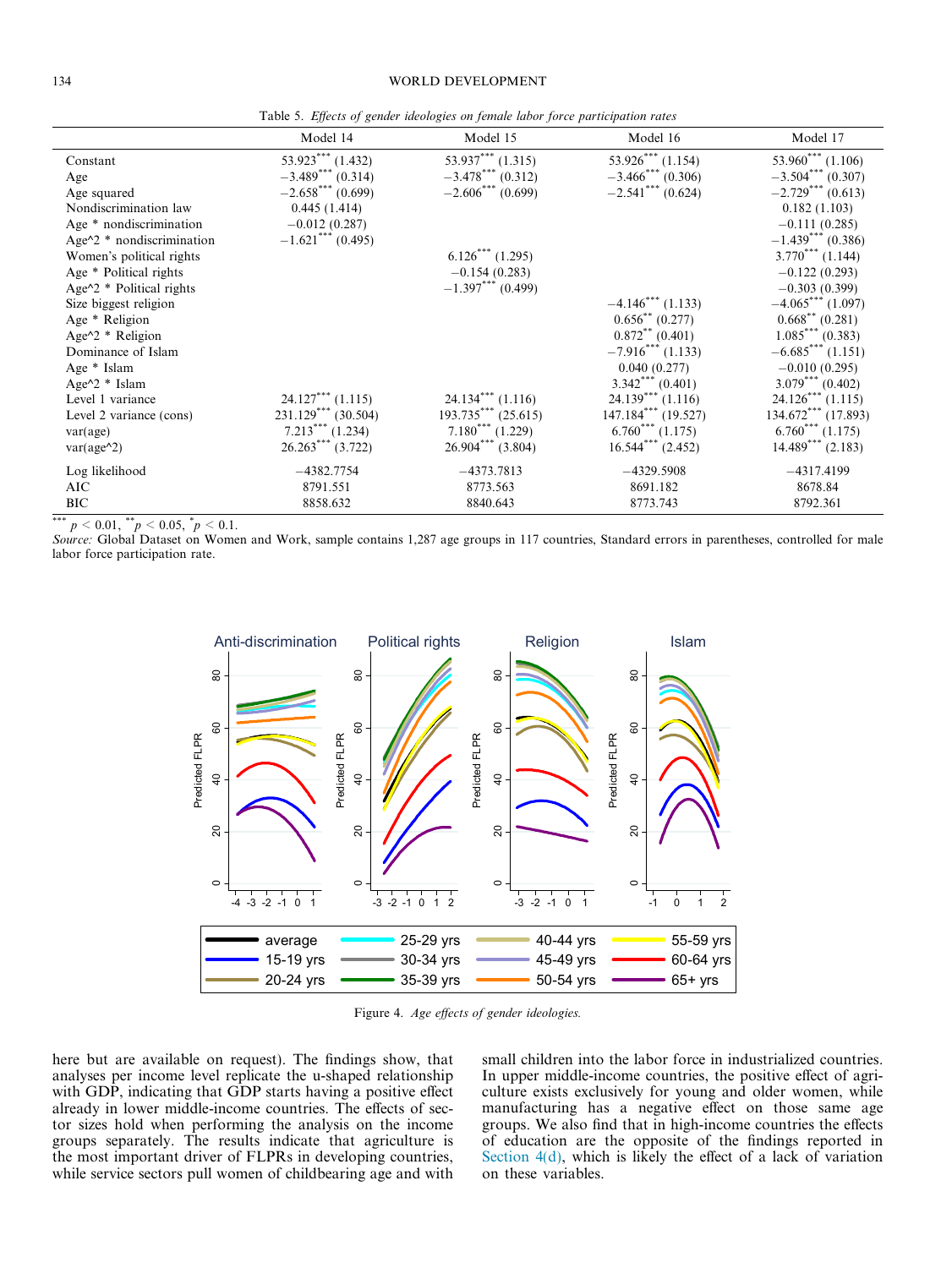Table 5. *Effects of gender ideologies on female labor force participation rates*

| | Model 14 | Model 15 | Model 16 | Model 17 |
|---|---|---|---|---|
| Constant | 53.923*** (1.432) | 53.937*** (1.315) | 53.926*** (1.154) | 53.960*** (1.106) |
| Age | −3.489*** (0.314) | −3.478*** (0.312) | −3.466*** (0.306) | −3.504*** (0.307) |
| Age squared | −2.658*** (0.699) | −2.606*** (0.699) | −2.541*** (0.624) | −2.729*** (0.613) |
| Nondiscrimination law | 0.445 (1.414) | | | 0.182 (1.103) |
| Age * nondiscrimination | −0.012 (0.287) | | | −0.111 (0.285) |
| Age^2 * nondiscrimination | −1.621*** (0.495) | | | −1.439*** (0.386) |
| Women's political rights | | 6.126*** (1.295) | | 3.770*** (1.144) |
| Age * Political rights | | −0.154 (0.283) | | −0.122 (0.293) |
| Age^2 * Political rights | | −1.397*** (0.499) | | −0.303 (0.399) |
| Size biggest religion | | | −4.146*** (1.133) | −4.065*** (1.097) |
| Age * Religion | | | 0.656** (0.277) | 0.668** (0.281) |
| Age^2 * Religion | | | 0.872** (0.401) | 1.085*** (0.383) |
| Dominance of Islam | | | −7.916*** (1.133) | −6.685*** (1.151) |
| Age * Islam | | | 0.040 (0.277) | −0.010 (0.295) |
| Age^2 * Islam | | | 3.342*** (0.401) | 3.079*** (0.402) |
| Level 1 variance | 24.127*** (1.115) | 24.134*** (1.116) | 24.139*** (1.116) | 24.126*** (1.115) |
| Level 2 variance (cons) | 231.129*** (30.504) | 193.735*** (25.615) | 147.184*** (19.527) | 134.672*** (17.893) |
| var(age) | 7.213*** (1.234) | 7.180*** (1.229) | 6.760*** (1.175) | 6.760*** (1.175) |
| var(age^2) | 26.263*** (3.722) | 26.904*** (3.804) | 16.544*** (2.452) | 14.489*** (2.183) |
| Log likelihood | −4382.7754 | −4373.7813 | −4329.5908 | −4317.4199 |
| AIC | 8791.551 | 8773.563 | 8691.182 | 8678.84 |
| BIC | 8858.632 | 8840.643 | 8773.743 | 8792.361 |

*** $p < 0.01$, ** $p < 0.05$, * $p < 0.1$.

*Source:* Global Dataset on Women and Work, sample contains 1,287 age groups in 117 countries, Standard errors in parentheses, controlled for male labor force participation rate.

Figure 4. *Age effects of gender ideologies.*

here but are available on request). The findings show, that analyses per income level replicate the u-shaped relationship with GDP, indicating that GDP starts having a positive effect already in lower middle-income countries. The effects of sector sizes hold when performing the analysis on the income groups separately. The results indicate that agriculture is the most important driver of FLPRs in developing countries, while service sectors pull women of childbearing age and with small children into the labor force in industrialized countries. In upper middle-income countries, the positive effect of agriculture exists exclusively for young and older women, while manufacturing has a negative effect on those same age groups. We also find that in high-income countries the effects of education are the opposite of the findings reported in Section 4(d), which is likely the effect of a lack of variation on these variables.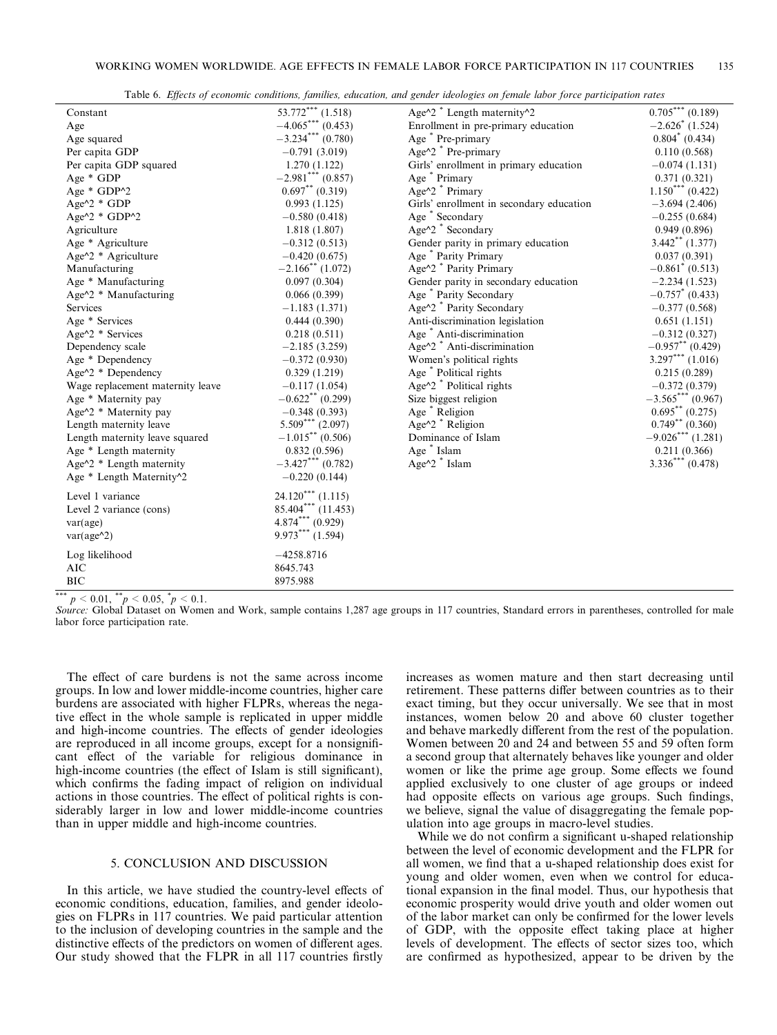Table 6. *Effects of economic conditions, families, education, and gender ideologies on female labor force participation rates*

| | | | |
|---|---|---|---|
| Constant | 53.772*** (1.518) | Age^2 * Length maternity^2 | 0.705*** (0.189) |
| Age | −4.065*** (0.453) | Enrollment in pre-primary education | −2.626* (1.524) |
| Age squared | −3.234*** (0.780) | Age * Pre-primary | 0.804* (0.434) |
| Per capita GDP | −0.791 (3.019) | Age^2 * Pre-primary | 0.110 (0.568) |
| Per capita GDP squared | 1.270 (1.122) | Girls' enrollment in primary education | −0.074 (1.131) |
| Age * GDP | −2.981*** (0.857) | Age * Primary | 0.371 (0.321) |
| Age * GDP^2 | 0.697** (0.319) | Age^2 * Primary | 1.150*** (0.422) |
| Age^2 * GDP | 0.993 (1.125) | Girls' enrollment in secondary education | −3.694 (2.406) |
| Age^2 * GDP^2 | −0.580 (0.418) | Age * Secondary | −0.255 (0.684) |
| Agriculture | 1.818 (1.807) | Age^2 * Secondary | 0.949 (0.896) |
| Age * Agriculture | −0.312 (0.513) | Gender parity in primary education | 3.442** (1.377) |
| Age^2 * Agriculture | −0.420 (0.675) | Age * Parity Primary | 0.037 (0.391) |
| Manufacturing | −2.166** (1.072) | Age^2 * Parity Primary | −0.861* (0.513) |
| Age * Manufacturing | 0.097 (0.304) | Gender parity in secondary education | −2.234 (1.523) |
| Age^2 * Manufacturing | 0.066 (0.399) | Age * Parity Secondary | −0.757* (0.433) |
| Services | −1.183 (1.371) | Age^2 * Parity Secondary | −0.377 (0.568) |
| Age * Services | 0.444 (0.390) | Anti-discrimination legislation | 0.651 (1.151) |
| Age^2 * Services | 0.218 (0.511) | Age * Anti-discrimination | −0.312 (0.327) |
| Dependency scale | −2.185 (3.259) | Age^2 * Anti-discrimination | −0.957** (0.429) |
| Age * Dependency | −0.372 (0.930) | Women's political rights | 3.297*** (1.016) |
| Age^2 * Dependency | 0.329 (1.219) | Age * Political rights | 0.215 (0.289) |
| Wage replacement maternity leave | −0.117 (1.054) | Age^2 * Political rights | −0.372 (0.379) |
| Age * Maternity pay | −0.622** (0.299) | Size biggest religion | −3.565*** (0.967) |
| Age^2 * Maternity pay | −0.348 (0.393) | Age * Religion | 0.695** (0.275) |
| Length maternity leave | 5.509*** (2.097) | Age^2 * Religion | 0.749** (0.360) |
| Length maternity leave squared | −1.015** (0.506) | Dominance of Islam | −9.026*** (1.281) |
| Age * Length maternity | 0.832 (0.596) | Age * Islam | 0.211 (0.366) |
| Age^2 * Length maternity | −3.427*** (0.782) | Age^2 * Islam | 3.336*** (0.478) |
| Age * Length Maternity^2 | −0.220 (0.144) | | |
| Level 1 variance | 24.120*** (1.115) | | |
| Level 2 variance (cons) | 85.404*** (11.453) | | |
| var(age) | 4.874*** (0.929) | | |
| var(age^2) | 9.973*** (1.594) | | |
| Log likelihood | −4258.8716 | | |
| AIC | 8645.743 | | |
| BIC | 8975.988 | | |

*** $p < 0.01$, ** $p < 0.05$, * $p < 0.1$.
*Source:* Global Dataset on Women and Work, sample contains 1,287 age groups in 117 countries, Standard errors in parentheses, controlled for male labor force participation rate.

The effect of care burdens is not the same across income groups. In low and lower middle-income countries, higher care burdens are associated with higher FLPRs, whereas the negative effect in the whole sample is replicated in upper middle and high-income countries. The effects of gender ideologies are reproduced in all income groups, except for a nonsignificant effect of the variable for religious dominance in high-income countries (the effect of Islam is still significant), which confirms the fading impact of religion on individual actions in those countries. The effect of political rights is considerably larger in low and lower middle-income countries than in upper middle and high-income countries.

## 5. CONCLUSION AND DISCUSSION

In this article, we have studied the country-level effects of economic conditions, education, families, and gender ideologies on FLPRs in 117 countries. We paid particular attention to the inclusion of developing countries in the sample and the distinctive effects of the predictors on women of different ages. Our study showed that the FLPR in all 117 countries firstly increases as women mature and then start decreasing until retirement. These patterns differ between countries as to their exact timing, but they occur universally. We see that in most instances, women below 20 and above 60 cluster together and behave markedly different from the rest of the population. Women between 20 and 24 and between 55 and 59 often form a second group that alternately behaves like younger and older women or like the prime age group. Some effects we found applied exclusively to one cluster of age groups or indeed had opposite effects on various age groups. Such findings, we believe, signal the value of disaggregating the female population into age groups in macro-level studies.

While we do not confirm a significant u-shaped relationship between the level of economic development and the FLPR for all women, we find that a u-shaped relationship does exist for young and older women, even when we control for educational expansion in the final model. Thus, our hypothesis that economic prosperity would drive youth and older women out of the labor market can only be confirmed for the lower levels of GDP, with the opposite effect taking place at higher levels of development. The effects of sector sizes too, which are confirmed as hypothesized, appear to be driven by the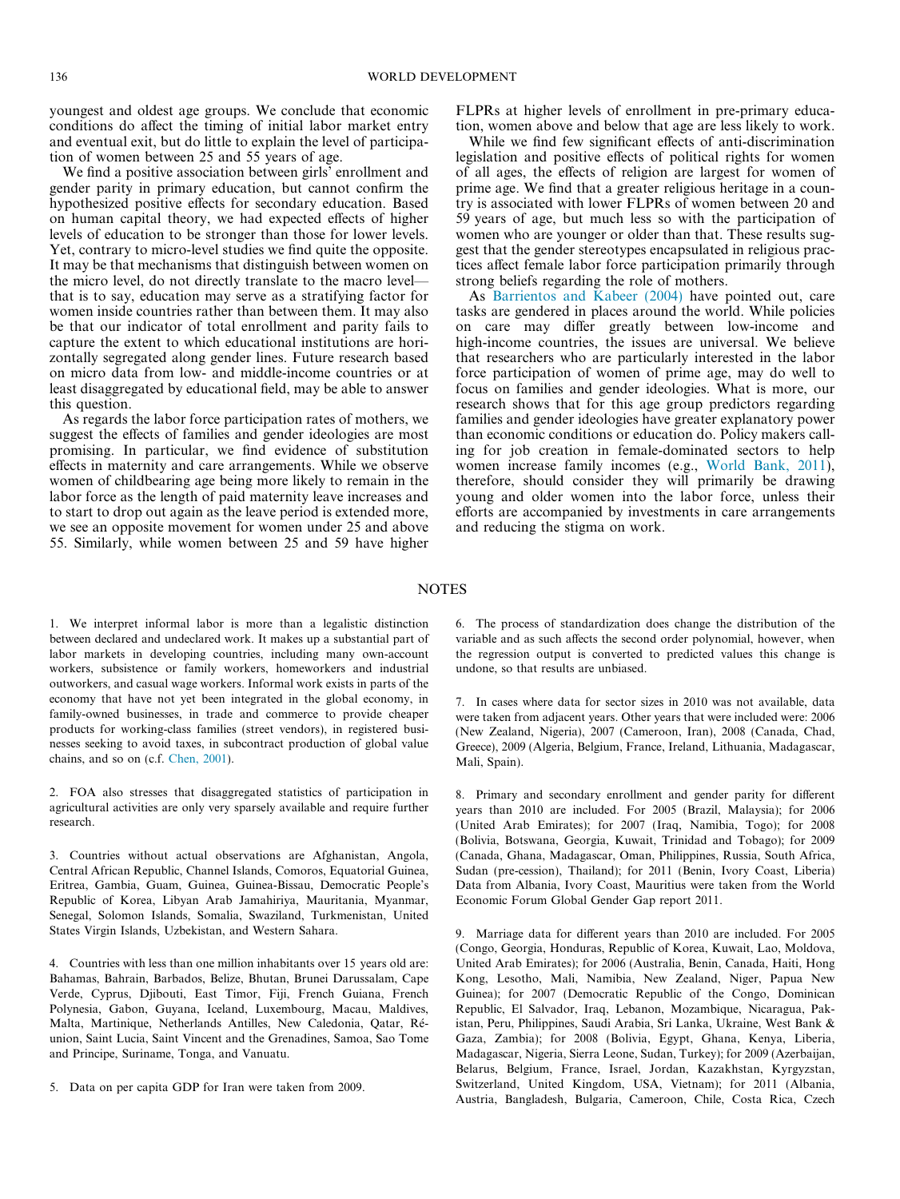youngest and oldest age groups. We conclude that economic conditions do affect the timing of initial labor market entry and eventual exit, but do little to explain the level of participation of women between 25 and 55 years of age.

We find a positive association between girls' enrollment and gender parity in primary education, but cannot confirm the hypothesized positive effects for secondary education. Based on human capital theory, we had expected effects of higher levels of education to be stronger than those for lower levels. Yet, contrary to micro-level studies we find quite the opposite. It may be that mechanisms that distinguish between women on the micro level, do not directly translate to the macro level—that is to say, education may serve as a stratifying factor for women inside countries rather than between them. It may also be that our indicator of total enrollment and parity fails to capture the extent to which educational institutions are horizontally segregated along gender lines. Future research based on micro data from low- and middle-income countries or at least disaggregated by educational field, may be able to answer this question.

As regards the labor force participation rates of mothers, we suggest the effects of families and gender ideologies are most promising. In particular, we find evidence of substitution effects in maternity and care arrangements. While we observe women of childbearing age being more likely to remain in the labor force as the length of paid maternity leave increases and to start to drop out again as the leave period is extended more, we see an opposite movement for women under 25 and above 55. Similarly, while women between 25 and 59 have higher FLPRs at higher levels of enrollment in pre-primary education, women above and below that age are less likely to work.

While we find few significant effects of anti-discrimination legislation and positive effects of political rights for women of all ages, the effects of religion are largest for women of prime age. We find that a greater religious heritage in a country is associated with lower FLPRs of women between 20 and 59 years of age, but much less so with the participation of women who are younger or older than that. These results suggest that the gender stereotypes encapsulated in religious practices affect female labor force participation primarily through strong beliefs regarding the role of mothers.

As Barrientos and Kabeer (2004) have pointed out, care tasks are gendered in places around the world. While policies on care may differ greatly between low-income and high-income countries, the issues are universal. We believe that researchers who are particularly interested in the labor force participation of women of prime age, may do well to focus on families and gender ideologies. What is more, our research shows that for this age group predictors regarding families and gender ideologies have greater explanatory power than economic conditions or education do. Policy makers calling for job creation in female-dominated sectors to help women increase family incomes (e.g., World Bank, 2011), therefore, should consider they will primarily be drawing young and older women into the labor force, unless their efforts are accompanied by investments in care arrangements and reducing the stigma on work.

## NOTES

1. We interpret informal labor is more than a legalistic distinction between declared and undeclared work. It makes up a substantial part of labor markets in developing countries, including many own-account workers, subsistence or family workers, homeworkers and industrial outworkers, and casual wage workers. Informal work exists in parts of the economy that have not yet been integrated in the global economy, in family-owned businesses, in trade and commerce to provide cheaper products for working-class families (street vendors), in registered businesses seeking to avoid taxes, in subcontract production of global value chains, and so on (c.f. Chen, 2001).

2. FOA also stresses that disaggregated statistics of participation in agricultural activities are only very sparsely available and require further research.

3. Countries without actual observations are Afghanistan, Angola, Central African Republic, Channel Islands, Comoros, Equatorial Guinea, Eritrea, Gambia, Guam, Guinea, Guinea-Bissau, Democratic People's Republic of Korea, Libyan Arab Jamahiriya, Mauritania, Myanmar, Senegal, Solomon Islands, Somalia, Swaziland, Turkmenistan, United States Virgin Islands, Uzbekistan, and Western Sahara.

4. Countries with less than one million inhabitants over 15 years old are: Bahamas, Bahrain, Barbados, Belize, Bhutan, Brunei Darussalam, Cape Verde, Cyprus, Djibouti, East Timor, Fiji, French Guiana, French Polynesia, Gabon, Guyana, Iceland, Luxembourg, Macau, Maldives, Malta, Martinique, Netherlands Antilles, New Caledonia, Qatar, Réunion, Saint Lucia, Saint Vincent and the Grenadines, Samoa, Sao Tome and Principe, Suriname, Tonga, and Vanuatu.

5. Data on per capita GDP for Iran were taken from 2009.

6. The process of standardization does change the distribution of the variable and as such affects the second order polynomial, however, when the regression output is converted to predicted values this change is undone, so that results are unbiased.

7. In cases where data for sector sizes in 2010 was not available, data were taken from adjacent years. Other years that were included were: 2006 (New Zealand, Nigeria), 2007 (Cameroon, Iran), 2008 (Canada, Chad, Greece), 2009 (Algeria, Belgium, France, Ireland, Lithuania, Madagascar, Mali, Spain).

8. Primary and secondary enrollment and gender parity for different years than 2010 are included. For 2005 (Brazil, Malaysia); for 2006 (United Arab Emirates); for 2007 (Iraq, Namibia, Togo); for 2008 (Bolivia, Botswana, Georgia, Kuwait, Trinidad and Tobago); for 2009 (Canada, Ghana, Madagascar, Oman, Philippines, Russia, South Africa, Sudan (pre-cession), Thailand); for 2011 (Benin, Ivory Coast, Liberia) Data from Albania, Ivory Coast, Mauritius were taken from the World Economic Forum Global Gender Gap report 2011.

9. Marriage data for different years than 2010 are included. For 2005 (Congo, Georgia, Honduras, Republic of Korea, Kuwait, Lao, Moldova, United Arab Emirates); for 2006 (Australia, Benin, Canada, Haiti, Hong Kong, Lesotho, Mali, Namibia, New Zealand, Niger, Papua New Guinea); for 2007 (Democratic Republic of the Congo, Dominican Republic, El Salvador, Iraq, Lebanon, Mozambique, Nicaragua, Pakistan, Peru, Philippines, Saudi Arabia, Sri Lanka, Ukraine, West Bank & Gaza, Zambia); for 2008 (Bolivia, Egypt, Ghana, Kenya, Liberia, Madagascar, Nigeria, Sierra Leone, Sudan, Turkey); for 2009 (Azerbaijan, Belarus, Belgium, France, Israel, Jordan, Kazakhstan, Kyrgyzstan, Switzerland, United Kingdom, USA, Vietnam); for 2011 (Albania, Austria, Bangladesh, Bulgaria, Cameroon, Chile, Costa Rica, Czech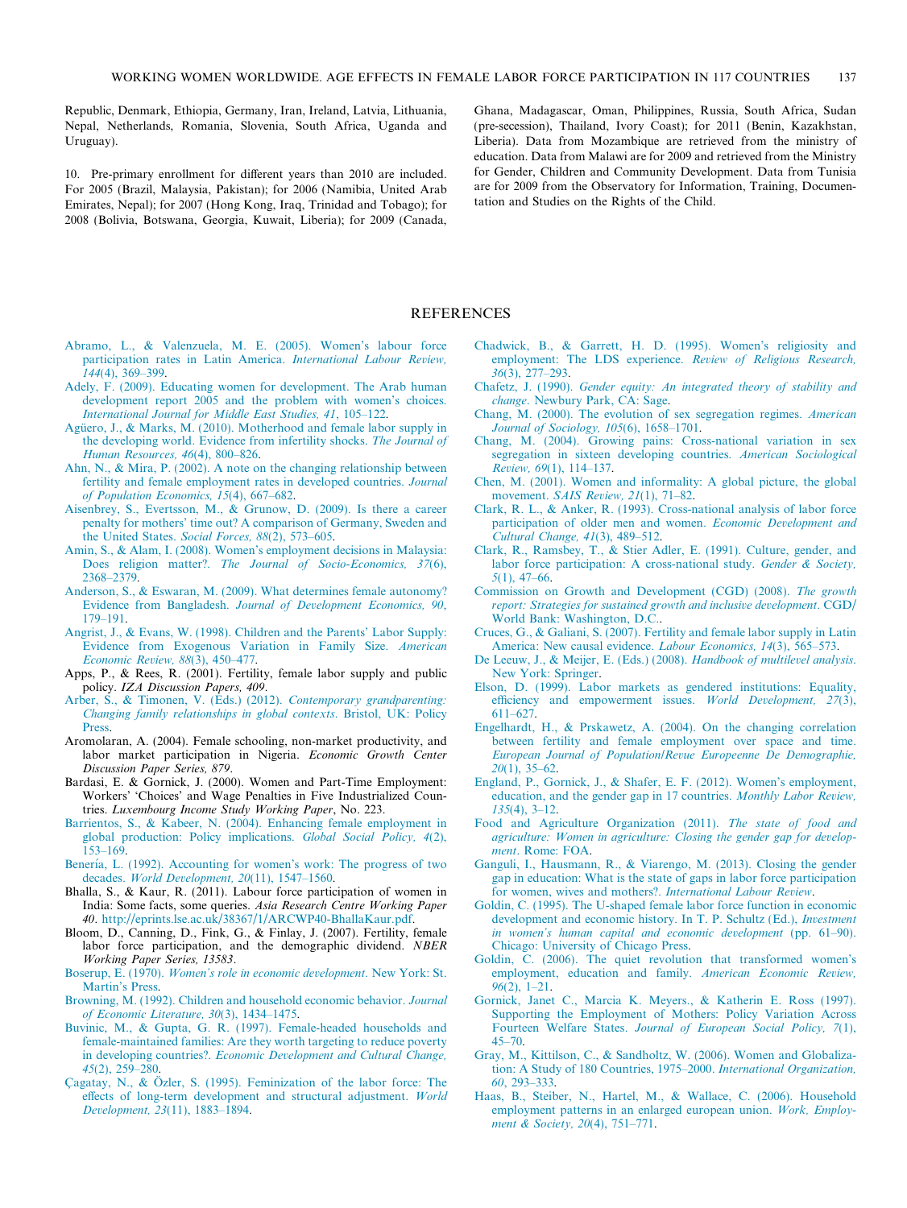Republic, Denmark, Ethiopia, Germany, Iran, Ireland, Latvia, Lithuania, Nepal, Netherlands, Romania, Slovenia, South Africa, Uganda and Uruguay).

10. Pre-primary enrollment for different years than 2010 are included. For 2005 (Brazil, Malaysia, Pakistan); for 2006 (Namibia, United Arab Emirates, Nepal); for 2007 (Hong Kong, Iraq, Trinidad and Tobago); for 2008 (Bolivia, Botswana, Georgia, Kuwait, Liberia); for 2009 (Canada, Ghana, Madagascar, Oman, Philippines, Russia, South Africa, Sudan (pre-secession), Thailand, Ivory Coast); for 2011 (Benin, Kazakhstan, Liberia). Data from Mozambique are retrieved from the ministry of education. Data from Malawi are for 2009 and retrieved from the Ministry for Gender, Children and Community Development. Data from Tunisia are for 2009 from the Observatory for Information, Training, Documentation and Studies on the Rights of the Child.

## REFERENCES

Abramo, L., & Valenzuela, M. E. (2005). Women's labour force participation rates in Latin America. *International Labour Review, 144*(4), 369–399.

Adely, F. (2009). Educating women for development. The Arab human development report 2005 and the problem with women's choices. *International Journal for Middle East Studies, 41*, 105–122.

Agüero, J., & Marks, M. (2010). Motherhood and female labor supply in the developing world. Evidence from infertility shocks. *The Journal of Human Resources, 46*(4), 800–826.

Ahn, N., & Mira, P. (2002). A note on the changing relationship between fertility and female employment rates in developed countries. *Journal of Population Economics, 15*(4), 667–682.

Aisenbrey, S., Evertsson, M., & Grunow, D. (2009). Is there a career penalty for mothers' time out? A comparison of Germany, Sweden and the United States. *Social Forces, 88*(2), 573–605.

Amin, S., & Alam, I. (2008). Women's employment decisions in Malaysia: Does religion matter?. *The Journal of Socio-Economics, 37*(6), 2368–2379.

Anderson, S., & Eswaran, M. (2009). What determines female autonomy? Evidence from Bangladesh. *Journal of Development Economics, 90*, 179–191.

Angrist, J., & Evans, W. (1998). Children and the Parents' Labor Supply: Evidence from Exogenous Variation in Family Size. *American Economic Review, 88*(3), 450–477.

Apps, P., & Rees, R. (2001). Fertility, female labor supply and public policy. *IZA Discussion Papers, 409*.

Arber, S., & Timonen, V. (Eds.) (2012). *Contemporary grandparenting: Changing family relationships in global contexts*. Bristol, UK: Policy Press.

Aromolaran, A. (2004). Female schooling, non-market productivity, and labor market participation in Nigeria. *Economic Growth Center Discussion Paper Series, 879*.

Bardasi, E. & Gornick, J. (2000). Women and Part-Time Employment: Workers' 'Choices' and Wage Penalties in Five Industrialized Countries. *Luxembourg Income Study Working Paper*, No. 223.

Barrientos, S., & Kabeer, N. (2004). Enhancing female employment in global production: Policy implications. *Global Social Policy, 4*(2), 153–169.

Benería, L. (1992). Accounting for women's work: The progress of two decades. *World Development, 20*(11), 1547–1560.

Bhalla, S., & Kaur, R. (2011). Labour force participation of women in India: Some facts, some queries. *Asia Research Centre Working Paper 40*. http://eprints.lse.ac.uk/38367/1/ARCWP40-BhallaKaur.pdf.

Bloom, D., Canning, D., Fink, G., & Finlay, J. (2007). Fertility, female labor force participation, and the demographic dividend. *NBER Working Paper Series, 13583*.

Boserup, E. (1970). *Women's role in economic development*. New York: St. Martin's Press.

Browning, M. (1992). Children and household economic behavior. *Journal of Economic Literature, 30*(3), 1434–1475.

Buvinic, M., & Gupta, G. R. (1997). Female-headed households and female-maintained families: Are they worth targeting to reduce poverty in developing countries?. *Economic Development and Cultural Change, 45*(2), 259–280.

Çagatay, N., & Özler, S. (1995). Feminization of the labor force: The effects of long-term development and structural adjustment. *World Development, 23*(11), 1883–1894.

Chadwick, B., & Garrett, H. D. (1995). Women's religiosity and employment: The LDS experience. *Review of Religious Research, 36*(3), 277–293.

Chafetz, J. (1990). *Gender equity: An integrated theory of stability and change*. Newbury Park, CA: Sage.

Chang, M. (2000). The evolution of sex segregation regimes. *American Journal of Sociology, 105*(6), 1658–1701.

Chang, M. (2004). Growing pains: Cross-national variation in sex segregation in sixteen developing countries. *American Sociological Review, 69*(1), 114–137.

Chen, M. (2001). Women and informality: A global picture, the global movement. *SAIS Review, 21*(1), 71–82.

Clark, R. L., & Anker, R. (1993). Cross-national analysis of labor force participation of older men and women. *Economic Development and Cultural Change, 41*(3), 489–512.

Clark, R., Ramsbey, T., & Stier Adler, E. (1991). Culture, gender, and labor force participation: A cross-national study. *Gender & Society, 5*(1), 47–66.

Commission on Growth and Development (CGD) (2008). *The growth report: Strategies for sustained growth and inclusive development*. CGD/World Bank: Washington, D.C..

Cruces, G., & Galiani, S. (2007). Fertility and female labor supply in Latin America: New causal evidence. *Labour Economics, 14*(3), 565–573.

De Leeuw, J., & Meijer, E. (Eds.) (2008). *Handbook of multilevel analysis*. New York: Springer.

Elson, D. (1999). Labor markets as gendered institutions: Equality, efficiency and empowerment issues. *World Development, 27*(3), 611–627.

Engelhardt, H., & Prskawetz, A. (2004). On the changing correlation between fertility and female employment over space and time. *European Journal of Population/Revue Europeenne De Demographie, 20*(1), 35–62.

England, P., Gornick, J., & Shafer, E. F. (2012). Women's employment, education, and the gender gap in 17 countries. *Monthly Labor Review, 135*(4), 3–12.

Food and Agriculture Organization (2011). *The state of food and agriculture: Women in agriculture: Closing the gender gap for development*. Rome: FOA.

Ganguli, I., Hausmann, R., & Viarengo, M. (2013). Closing the gender gap in education: What is the state of gaps in labor force participation for women, wives and mothers?. *International Labour Review*.

Goldin, C. (1995). The U-shaped female labor force function in economic development and economic history. In T. P. Schultz (Ed.), *Investment in women's human capital and economic development* (pp. 61–90). Chicago: University of Chicago Press.

Goldin, C. (2006). The quiet revolution that transformed women's employment, education and family. *American Economic Review, 96*(2), 1–21.

Gornick, Janet C., Marcia K. Meyers., & Katherin E. Ross (1997). Supporting the Employment of Mothers: Policy Variation Across Fourteen Welfare States. *Journal of European Social Policy, 7*(1), 45–70.

Gray, M., Kittilson, C., & Sandholtz, W. (2006). Women and Globalization: A Study of 180 Countries, 1975–2000. *International Organization, 60*, 293–333.

Haas, B., Steiber, N., Hartel, M., & Wallace, C. (2006). Household employment patterns in an enlarged european union. *Work, Employment & Society, 20*(4), 751–771.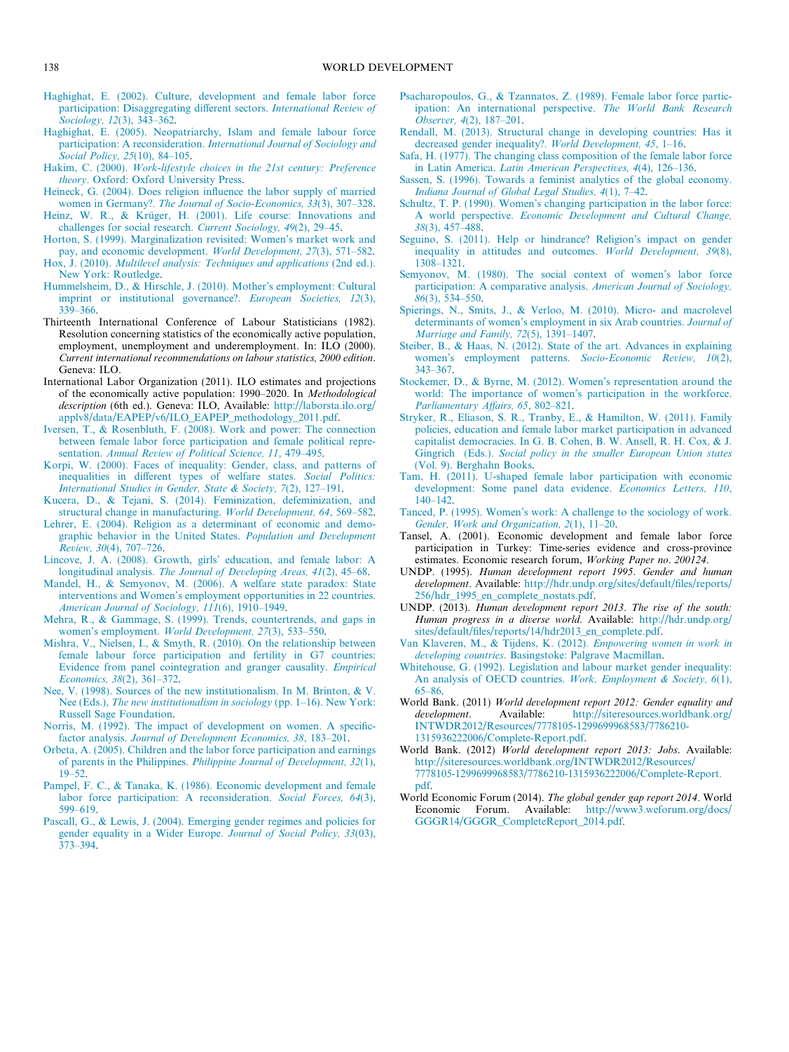Haghighat, E. (2002). Culture, development and female labor force participation: Disaggregating different sectors. *International Review of Sociology, 12*(3), 343–362.

Haghighat, E. (2005). Neopatriarchy, Islam and female labour force participation: A reconsideration. *International Journal of Sociology and Social Policy, 25*(10), 84–105.

Hakim, C. (2000). *Work-lifestyle choices in the 21st century: Preference theory*. Oxford: Oxford University Press.

Heineck, G. (2004). Does religion influence the labor supply of married women in Germany?. *The Journal of Socio-Economics, 33*(3), 307–328.

Heinz, W. R., & Krüger, H. (2001). Life course: Innovations and challenges for social research. *Current Sociology, 49*(2), 29–45.

Horton, S. (1999). Marginalization revisited: Women's market work and pay, and economic development. *World Development, 27*(3), 571–582.

Hox, J. (2010). *Multilevel analysis: Techniques and applications* (2nd ed.). New York: Routledge.

Hummelsheim, D., & Hirschle, J. (2010). Mother's employment: Cultural imprint or institutional governance?. *European Societies, 12*(3), 339–366.

Thirteenth International Conference of Labour Statisticians (1982). Resolution concerning statistics of the economically active population, employment, unemployment and underemployment. In: ILO (2000). *Current international recommendations on labour statistics, 2000 edition*. Geneva: ILO.

International Labor Organization (2011). ILO estimates and projections of the economically active population: 1990–2020. In *Methodological description* (6th ed.). Geneva: ILO, Available: http://laborsta.ilo.org/applv8/data/EAPEP/v6/ILO_EAPEP_methodology_2011.pdf.

Iversen, T., & Rosenbluth, F. (2008). Work and power: The connection between female labor force participation and female political representation. *Annual Review of Political Science, 11*, 479–495.

Korpi, W. (2000). Faces of inequality: Gender, class, and patterns of inequalities in different types of welfare states. *Social Politics: International Studies in Gender, State & Society, 7*(2), 127–191.

Kucera, D., & Tejani, S. (2014). Feminization, defeminization, and structural change in manufacturing. *World Development, 64*, 569–582.

Lehrer, E. (2004). Religion as a determinant of economic and demographic behavior in the United States. *Population and Development Review, 30*(4), 707–726.

Lincove, J. A. (2008). Growth, girls' education, and female labor: A longitudinal analysis. *The Journal of Developing Areas, 41*(2), 45–68.

Mandel, H., & Semyonov, M. (2006). A welfare state paradox: State interventions and Women's employment opportunities in 22 countries. *American Journal of Sociology, 111*(6), 1910–1949.

Mehra, R., & Gammage, S. (1999). Trends, countertrends, and gaps in women's employment. *World Development, 27*(3), 533–550.

Mishra, V., Nielsen, I., & Smyth, R. (2010). On the relationship between female labour force participation and fertility in G7 countries: Evidence from panel cointegration and granger causality. *Empirical Economics, 38*(2), 361–372.

Nee, V. (1998). Sources of the new institutionalism. In M. Brinton, & V. Nee (Eds.), *The new institutionalism in sociology* (pp. 1–16). New York: Russell Sage Foundation.

Norris, M. (1992). The impact of development on women. A specific-factor analysis. *Journal of Development Economics, 38*, 183–201.

Orbeta, A. (2005). Children and the labor force participation and earnings of parents in the Philippines. *Philippine Journal of Development, 32*(1), 19–52.

Pampel, F. C., & Tanaka, K. (1986). Economic development and female labor force participation: A reconsideration. *Social Forces, 64*(3), 599–619.

Pascall, G., & Lewis, J. (2004). Emerging gender regimes and policies for gender equality in a Wider Europe. *Journal of Social Policy, 33*(03), 373–394.

Psacharopoulos, G., & Tzannatos, Z. (1989). Female labor force participation: An international perspective. *The World Bank Research Observer, 4*(2), 187–201.

Rendall, M. (2013). Structural change in developing countries: Has it decreased gender inequality?. *World Development, 45*, 1–16.

Safa, H. (1977). The changing class composition of the female labor force in Latin America. *Latin American Perspectives, 4*(4), 126–136.

Sassen, S. (1996). Towards a feminist analytics of the global economy. *Indiana Journal of Global Legal Studies, 4*(1), 7–42.

Schultz, T. P. (1990). Women's changing participation in the labor force: A world perspective. *Economic Development and Cultural Change, 38*(3), 457–488.

Seguino, S. (2011). Help or hindrance? Religion's impact on gender inequality in attitudes and outcomes. *World Development, 39*(8), 1308–1321.

Semyonov, M. (1980). The social context of women's labor force participation: A comparative analysis. *American Journal of Sociology, 86*(3), 534–550.

Spierings, N., Smits, J., & Verloo, M. (2010). Micro- and macrolevel determinants of women's employment in six Arab countries. *Journal of Marriage and Family, 72*(5), 1391–1407.

Steiber, B., & Haas, N. (2012). State of the art. Advances in explaining women's employment patterns. *Socio-Economic Review, 10*(2), 343–367.

Stockemer, D., & Byrne, M. (2012). Women's representation around the world: The importance of women's participation in the workforce. *Parliamentary Affairs, 65*, 802–821.

Stryker, R., Eliason, S. R., Tranby, E., & Hamilton, W. (2011). Family policies, education and female labor market participation in advanced capitalist democracies. In G. B. Cohen, B. W. Ansell, R. H. Cox, & J. Gingrich (Eds.). *Social policy in the smaller European Union states* (Vol. 9). Berghahn Books.

Tam, H. (2011). U-shaped female labor participation with economic development: Some panel data evidence. *Economics Letters, 110*, 140–142.

Tanced, P. (1995). Women's work: A challenge to the sociology of work. *Gender, Work and Organization, 2*(1), 11–20.

Tansel, A. (2001). Economic development and female labor force participation in Turkey: Time-series evidence and cross-province estimates. Economic research forum, *Working Paper no. 200124*.

UNDP. (1995). *Human development report 1995. Gender and human development*. Available: http://hdr.undp.org/sites/default/files/reports/256/hdr_1995_en_complete_nostats.pdf.

UNDP. (2013). *Human development report 2013. The rise of the south: Human progress in a diverse world*. Available: http://hdr.undp.org/sites/default/files/reports/14/hdr2013_en_complete.pdf.

Van Klaveren, M., & Tijdens, K. (2012). *Empowering women in work in developing countries*. Basingstoke: Palgrave Macmillan.

Whitehouse, G. (1992). Legislation and labour market gender inequality: An analysis of OECD countries. *Work, Employment & Society, 6*(1), 65–86.

World Bank. (2011) *World development report 2012: Gender equality and development*. Available: http://siteresources.worldbank.org/INTWDR2012/Resources/7778105-1299699968583/7786210-1315936222006/Complete-Report.pdf.

World Bank. (2012) *World development report 2013: Jobs*. Available: http://siteresources.worldbank.org/INTWDR2012/Resources/7778105-1299699968583/7786210-1315936222006/Complete-Report.pdf.

World Economic Forum (2014). *The global gender gap report 2014*. World Economic Forum. Available: http://www3.weforum.org/docs/GGGR14/GGGR_CompleteReport_2014.pdf.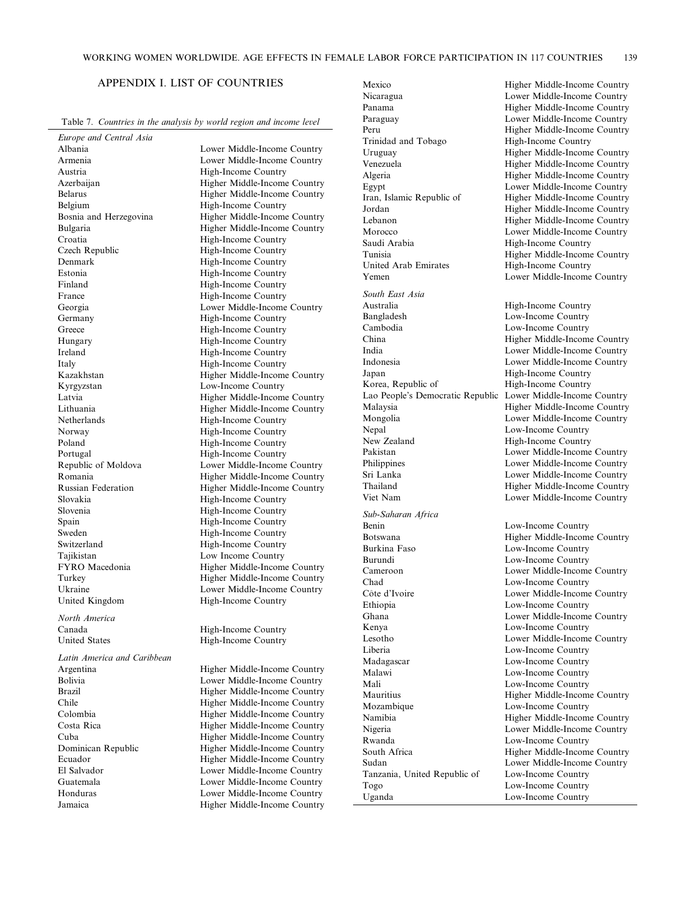## APPENDIX I. LIST OF COUNTRIES

Table 7. *Countries in the analysis by world region and income level*

| | |
|---|---|
| *Europe and Central Asia* | |
| Albania | Lower Middle-Income Country |
| Armenia | Lower Middle-Income Country |
| Austria | High-Income Country |
| Azerbaijan | Higher Middle-Income Country |
| Belarus | Higher Middle-Income Country |
| Belgium | High-Income Country |
| Bosnia and Herzegovina | Higher Middle-Income Country |
| Bulgaria | Higher Middle-Income Country |
| Croatia | High-Income Country |
| Czech Republic | High-Income Country |
| Denmark | High-Income Country |
| Estonia | High-Income Country |
| Finland | High-Income Country |
| France | High-Income Country |
| Georgia | Lower Middle-Income Country |
| Germany | High-Income Country |
| Greece | High-Income Country |
| Hungary | High-Income Country |
| Ireland | High-Income Country |
| Italy | High-Income Country |
| Kazakhstan | Higher Middle-Income Country |
| Kyrgyzstan | Low-Income Country |
| Latvia | Higher Middle-Income Country |
| Lithuania | Higher Middle-Income Country |
| Netherlands | High-Income Country |
| Norway | High-Income Country |
| Poland | High-Income Country |
| Portugal | High-Income Country |
| Republic of Moldova | Lower Middle-Income Country |
| Romania | Higher Middle-Income Country |
| Russian Federation | Higher Middle-Income Country |
| Slovakia | High-Income Country |
| Slovenia | High-Income Country |
| Spain | High-Income Country |
| Sweden | High-Income Country |
| Switzerland | High-Income Country |
| Tajikistan | Low Income Country |
| FYRO Macedonia | Higher Middle-Income Country |
| Turkey | Higher Middle-Income Country |
| Ukraine | Lower Middle-Income Country |
| United Kingdom | High-Income Country |
| *North America* | |
| Canada | High-Income Country |
| United States | High-Income Country |
| *Latin America and Caribbean* | |
| Argentina | Higher Middle-Income Country |
| Bolivia | Lower Middle-Income Country |
| Brazil | Higher Middle-Income Country |
| Chile | Higher Middle-Income Country |
| Colombia | Higher Middle-Income Country |
| Costa Rica | Higher Middle-Income Country |
| Cuba | Higher Middle-Income Country |
| Dominican Republic | Higher Middle-Income Country |
| Ecuador | Higher Middle-Income Country |
| El Salvador | Lower Middle-Income Country |
| Guatemala | Lower Middle-Income Country |
| Honduras | Lower Middle-Income Country |
| Jamaica | Higher Middle-Income Country |
| Mexico | Higher Middle-Income Country |
| Nicaragua | Lower Middle-Income Country |
| Panama | Higher Middle-Income Country |
| Paraguay | Lower Middle-Income Country |
| Peru | Higher Middle-Income Country |
| Trinidad and Tobago | High-Income Country |
| Uruguay | Higher Middle-Income Country |
| Venezuela | Higher Middle-Income Country |
| Algeria | Higher Middle-Income Country |
| Egypt | Lower Middle-Income Country |
| Iran, Islamic Republic of | Higher Middle-Income Country |
| Jordan | Higher Middle-Income Country |
| Lebanon | Higher Middle-Income Country |
| Morocco | Lower Middle-Income Country |
| Saudi Arabia | High-Income Country |
| Tunisia | Higher Middle-Income Country |
| United Arab Emirates | High-Income Country |
| Yemen | Lower Middle-Income Country |
| *South East Asia* | |
| Australia | High-Income Country |
| Bangladesh | Low-Income Country |
| Cambodia | Low-Income Country |
| China | Higher Middle-Income Country |
| India | Lower Middle-Income Country |
| Indonesia | Lower Middle-Income Country |
| Japan | High-Income Country |
| Korea, Republic of | High-Income Country |
| Lao People's Democratic Republic | Lower Middle-Income Country |
| Malaysia | Higher Middle-Income Country |
| Mongolia | Lower Middle-Income Country |
| Nepal | Low-Income Country |
| New Zealand | High-Income Country |
| Pakistan | Lower Middle-Income Country |
| Philippines | Lower Middle-Income Country |
| Sri Lanka | Lower Middle-Income Country |
| Thailand | Higher Middle-Income Country |
| Viet Nam | Lower Middle-Income Country |
| *Sub-Saharan Africa* | |
| Benin | Low-Income Country |
| Botswana | Higher Middle-Income Country |
| Burkina Faso | Low-Income Country |
| Burundi | Low-Income Country |
| Cameroon | Lower Middle-Income Country |
| Chad | Low-Income Country |
| Côte d'Ivoire | Lower Middle-Income Country |
| Ethiopia | Low-Income Country |
| Ghana | Lower Middle-Income Country |
| Kenya | Low-Income Country |
| Lesotho | Lower Middle-Income Country |
| Liberia | Low-Income Country |
| Madagascar | Low-Income Country |
| Malawi | Low-Income Country |
| Mali | Low-Income Country |
| Mauritius | Higher Middle-Income Country |
| Mozambique | Low-Income Country |
| Namibia | Higher Middle-Income Country |
| Nigeria | Lower Middle-Income Country |
| Rwanda | Low-Income Country |
| South Africa | Higher Middle-Income Country |
| Sudan | Lower Middle-Income Country |
| Tanzania, United Republic of | Low-Income Country |
| Togo | Low-Income Country |
| Uganda | Low-Income Country |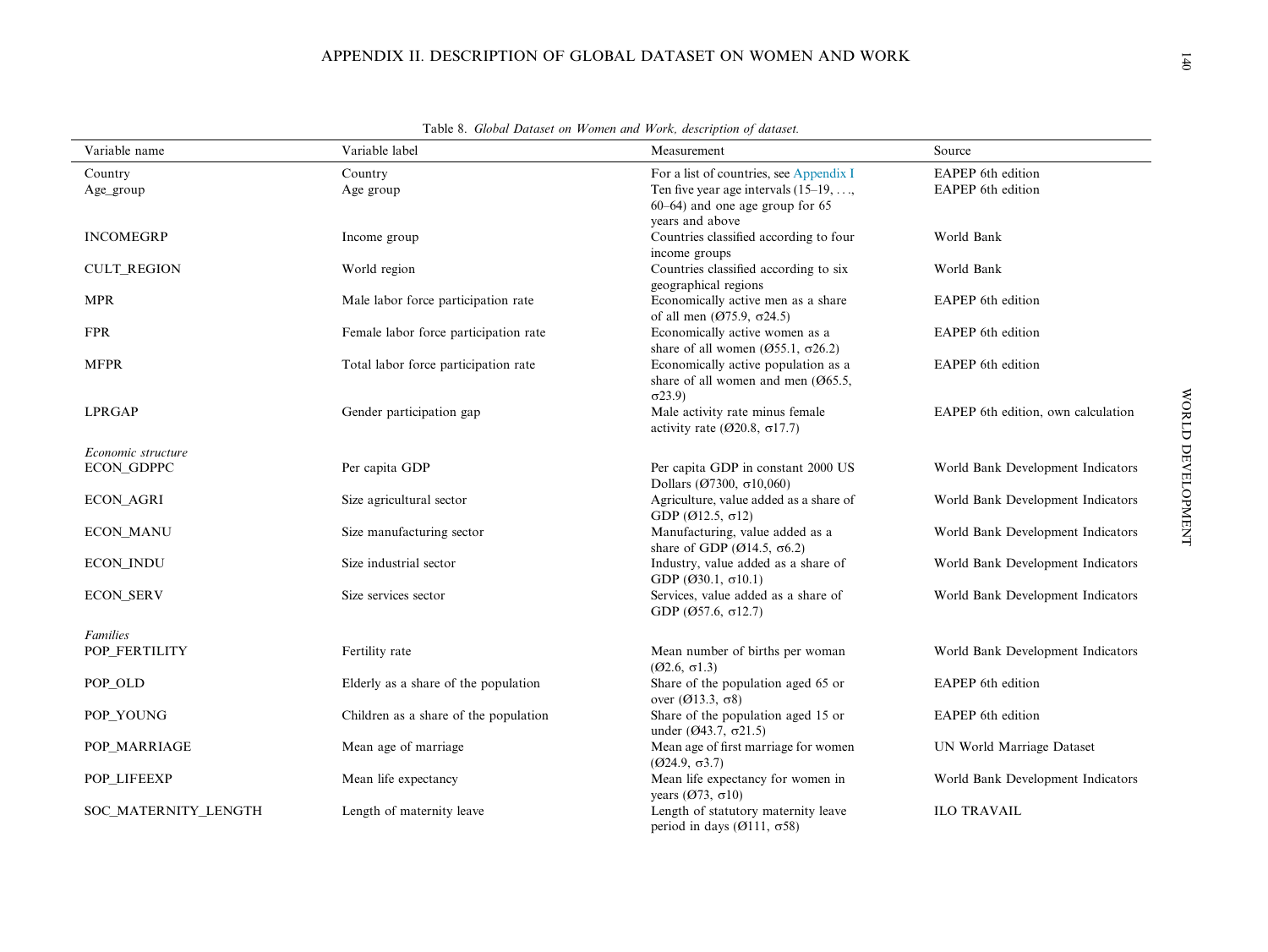## APPENDIX II. DESCRIPTION OF GLOBAL DATASET ON WOMEN AND WORK

Table 8. *Global Dataset on Women and Work, description of dataset.*

| Variable name | Variable label | Measurement | Source |
|---|---|---|---|
| Country | Country | For a list of countries, see Appendix I | EAPEP 6th edition |
| Age_group | Age group | Ten five year age intervals (15–19, …, 60–64) and one age group for 65 years and above | EAPEP 6th edition |
| INCOMEGRP | Income group | Countries classified according to four income groups | World Bank |
| CULT_REGION | World region | Countries classified according to six geographical regions | World Bank |
| MPR | Male labor force participation rate | Economically active men as a share of all men (Ø75.9, σ24.5) | EAPEP 6th edition |
| FPR | Female labor force participation rate | Economically active women as a share of all women (Ø55.1, σ26.2) | EAPEP 6th edition |
| MFPR | Total labor force participation rate | Economically active population as a share of all women and men (Ø65.5, σ23.9) | EAPEP 6th edition |
| LPRGAP | Gender participation gap | Male activity rate minus female activity rate (Ø20.8, σ17.7) | EAPEP 6th edition, own calculation |
| *Economic structure* | | | |
| ECON_GDPPC | Per capita GDP | Per capita GDP in constant 2000 US Dollars (Ø7300, σ10,060) | World Bank Development Indicators |
| ECON_AGRI | Size agricultural sector | Agriculture, value added as a share of GDP (Ø12.5, σ12) | World Bank Development Indicators |
| ECON_MANU | Size manufacturing sector | Manufacturing, value added as a share of GDP (Ø14.5, σ6.2) | World Bank Development Indicators |
| ECON_INDU | Size industrial sector | Industry, value added as a share of GDP (Ø30.1, σ10.1) | World Bank Development Indicators |
| ECON_SERV | Size services sector | Services, value added as a share of GDP (Ø57.6, σ12.7) | World Bank Development Indicators |
| *Families* | | | |
| POP_FERTILITY | Fertility rate | Mean number of births per woman (Ø2.6, σ1.3) | World Bank Development Indicators |
| POP_OLD | Elderly as a share of the population | Share of the population aged 65 or over (Ø13.3, σ8) | EAPEP 6th edition |
| POP_YOUNG | Children as a share of the population | Share of the population aged 15 or under (Ø43.7, σ21.5) | EAPEP 6th edition |
| POP_MARRIAGE | Mean age of marriage | Mean age of first marriage for women (Ø24.9, σ3.7) | UN World Marriage Dataset |
| POP_LIFEEXP | Mean life expectancy | Mean life expectancy for women in years (Ø73, σ10) | World Bank Development Indicators |
| SOC_MATERNITY_LENGTH | Length of maternity leave | Length of statutory maternity leave period in days (Ø111, σ58) | ILO TRAVAIL |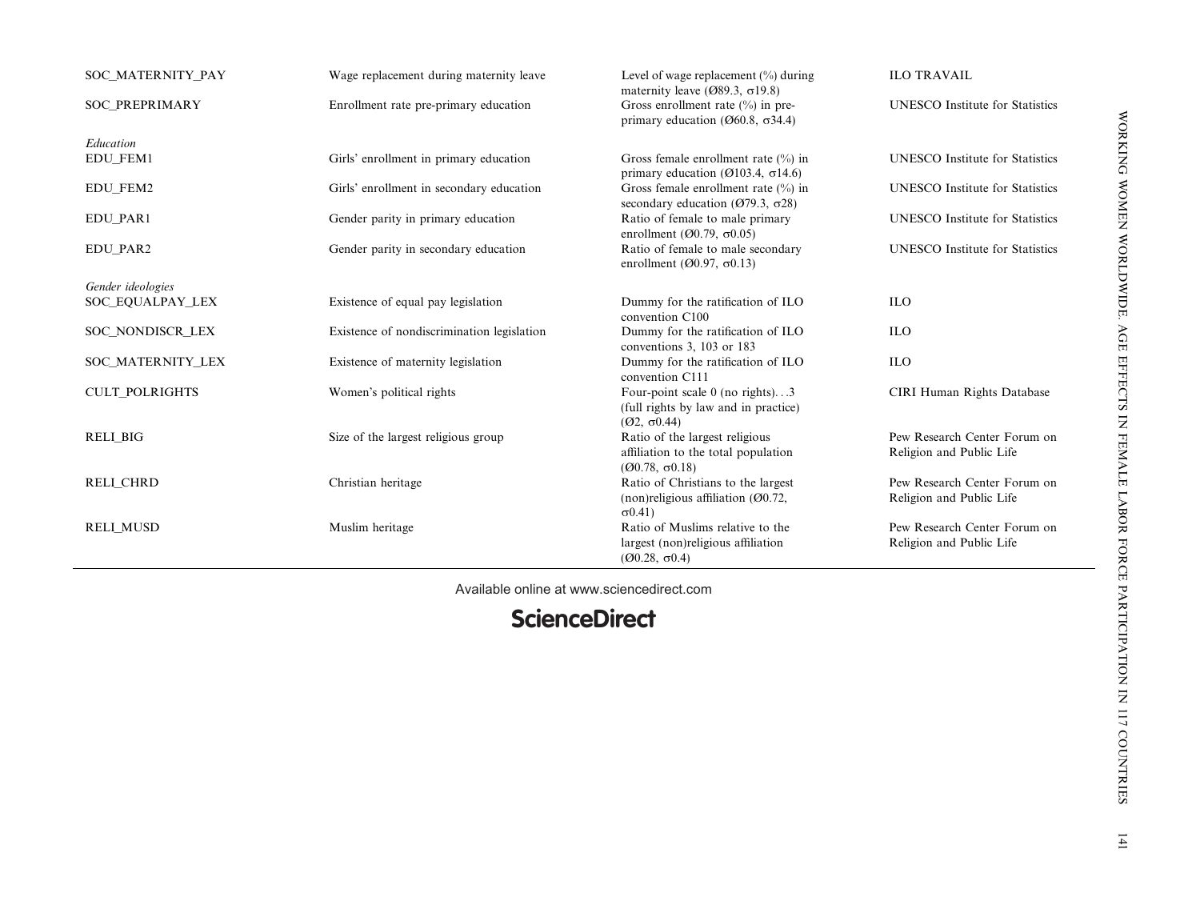| | | | |
|---|---|---|---|
| SOC_MATERNITY_PAY | Wage replacement during maternity leave | Level of wage replacement (%) during maternity leave (Ø89.3, σ19.8) | ILO TRAVAIL |
| SOC_PREPRIMARY | Enrollment rate pre-primary education | Gross enrollment rate (%) in pre-primary education (Ø60.8, σ34.4) | UNESCO Institute for Statistics |
| *Education* | | | |
| EDU_FEM1 | Girls' enrollment in primary education | Gross female enrollment rate (%) in primary education (Ø103.4, σ14.6) | UNESCO Institute for Statistics |
| EDU_FEM2 | Girls' enrollment in secondary education | Gross female enrollment rate (%) in secondary education (Ø79.3, σ28) | UNESCO Institute for Statistics |
| EDU_PAR1 | Gender parity in primary education | Ratio of female to male primary enrollment (Ø0.79, σ0.05) | UNESCO Institute for Statistics |
| EDU_PAR2 | Gender parity in secondary education | Ratio of female to male secondary enrollment (Ø0.97, σ0.13) | UNESCO Institute for Statistics |
| *Gender ideologies* | | | |
| SOC_EQUALPAY_LEX | Existence of equal pay legislation | Dummy for the ratification of ILO convention C100 | ILO |
| SOC_NONDISCR_LEX | Existence of nondiscrimination legislation | Dummy for the ratification of ILO conventions 3, 103 or 183 | ILO |
| SOC_MATERNITY_LEX | Existence of maternity legislation | Dummy for the ratification of ILO convention C111 | ILO |
| CULT_POLRIGHTS | Women's political rights | Four-point scale 0 (no rights)…3 (full rights by law and in practice) (Ø2, σ0.44) | CIRI Human Rights Database |
| RELI_BIG | Size of the largest religious group | Ratio of the largest religious affiliation to the total population (Ø0.78, σ0.18) | Pew Research Center Forum on Religion and Public Life |
| RELI_CHRD | Christian heritage | Ratio of Christians to the largest (non)religious affiliation (Ø0.72, σ0.41) | Pew Research Center Forum on Religion and Public Life |
| RELI_MUSD | Muslim heritage | Ratio of Muslims relative to the largest (non)religious affiliation (Ø0.28, σ0.4) | Pew Research Center Forum on Religion and Public Life |

Available online at www.sciencedirect.com

**ScienceDirect**